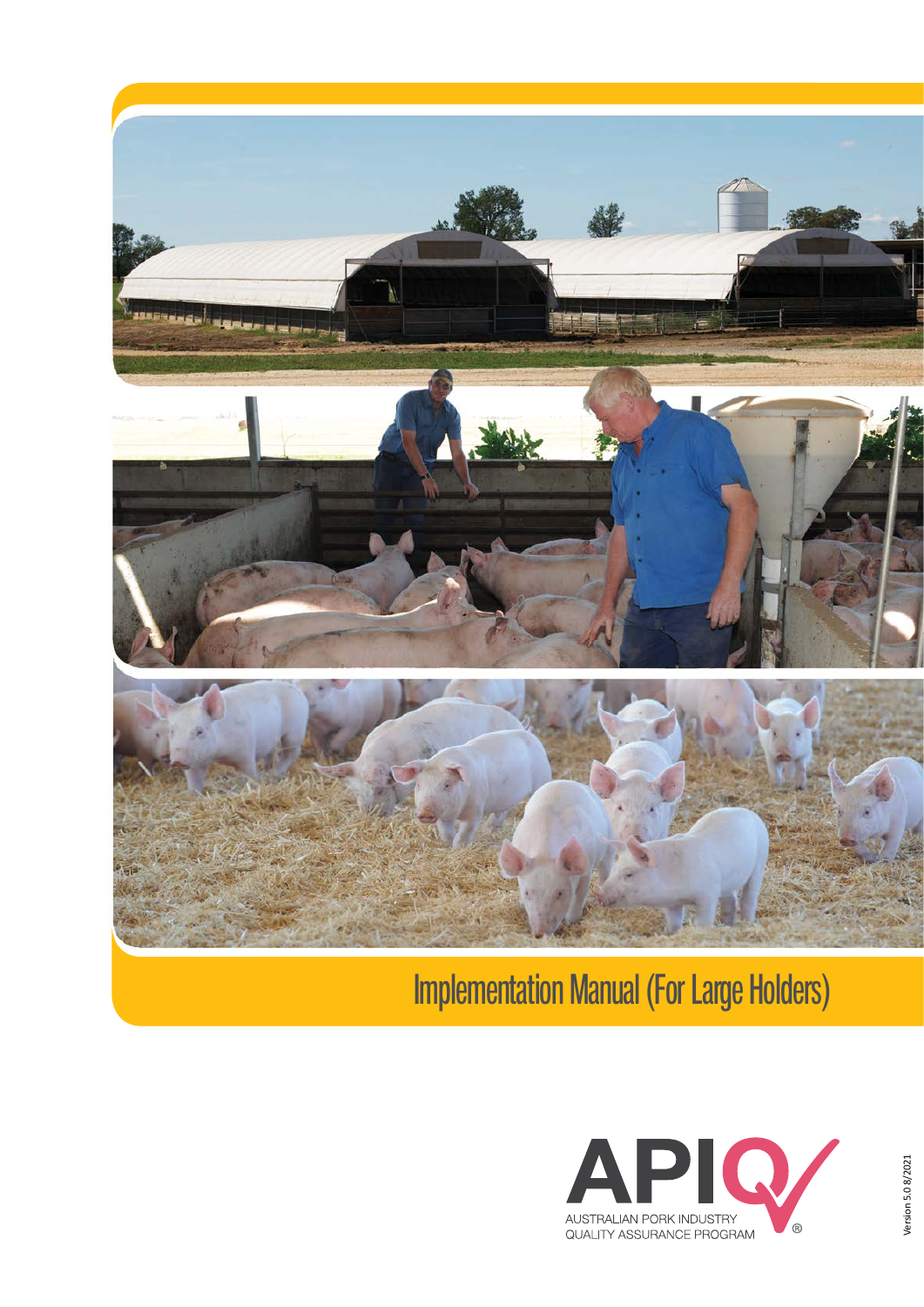# Implementation Manual (For Large Holders)

APIQ

AUSTRALIAN PORK INDUSTRY QUALITY ASSURANCE PROGRAM

Version 5.0 8/2021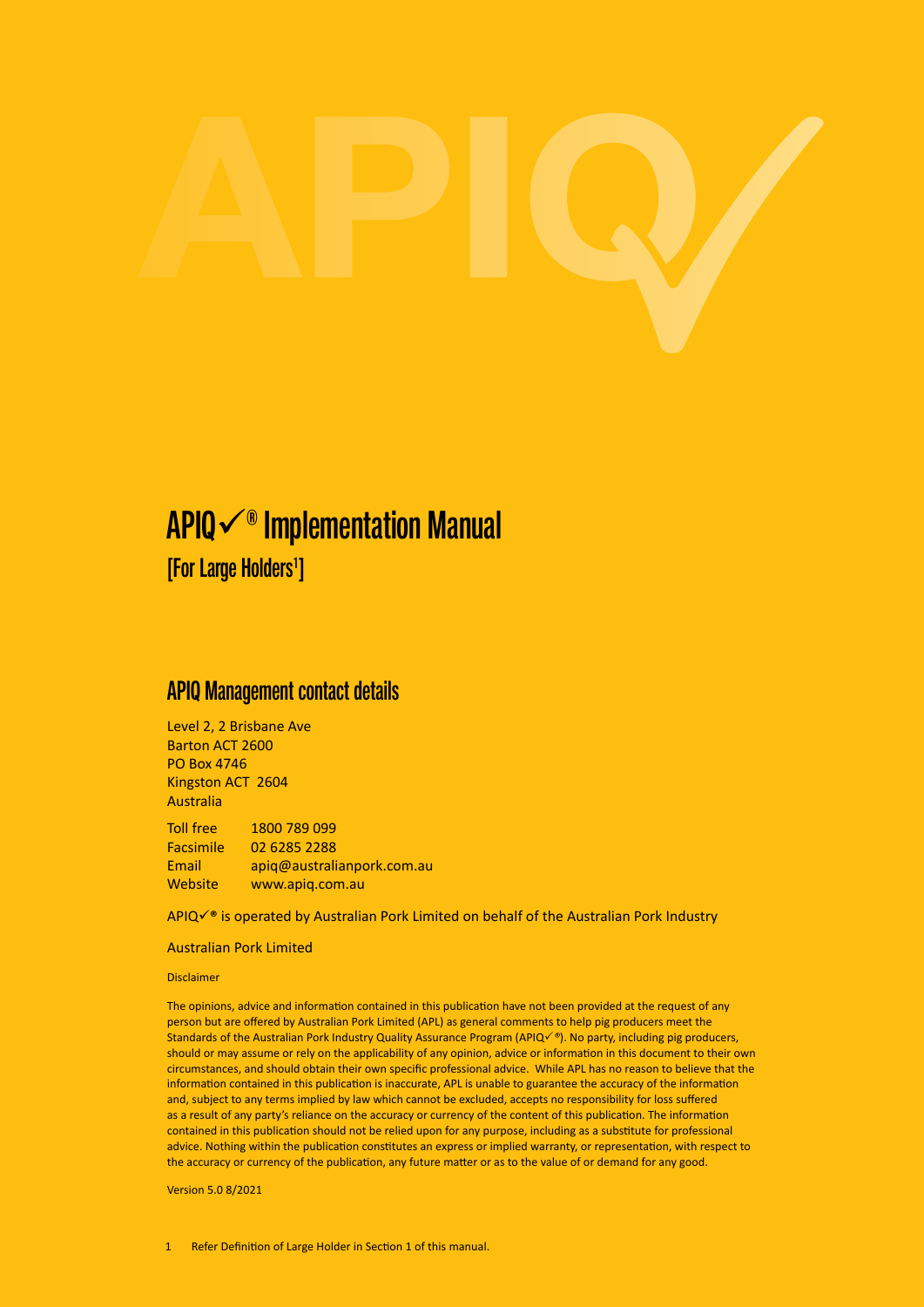# APIQ✓® Implementation Manual

## [For Large Holders[1]]

## APIQ Management contact details

Level 2, 2 Brisbane Ave
Barton ACT 2600
PO Box 4746
Kingston ACT 2604
Australia

| | |
|---|---|
| Toll free | 1800 789 099 |
| Facsimile | 02 6285 2288 |
| Email | apiq@australianpork.com.au |
| Website | www.apiq.com.au |

APIQ✓® is operated by Australian Pork Limited on behalf of the Australian Pork Industry

Australian Pork Limited

Disclaimer

The opinions, advice and information contained in this publication have not been provided at the request of any person but are offered by Australian Pork Limited (APL) as general comments to help pig producers meet the Standards of the Australian Pork Industry Quality Assurance Program (APIQ✓®). No party, including pig producers, should or may assume or rely on the applicability of any opinion, advice or information in this document to their own circumstances, and should obtain their own specific professional advice. While APL has no reason to believe that the information contained in this publication is inaccurate, APL is unable to guarantee the accuracy of the information and, subject to any terms implied by law which cannot be excluded, accepts no responsibility for loss suffered as a result of any party's reliance on the accuracy or currency of the content of this publication. The information contained in this publication should not be relied upon for any purpose, including as a substitute for professional advice. Nothing within the publication constitutes an express or implied warranty, or representation, with respect to the accuracy or currency of the publication, any future matter or as to the value of or demand for any good.

Version 5.0 8/2021

1 Refer Definition of Large Holder in Section 1 of this manual.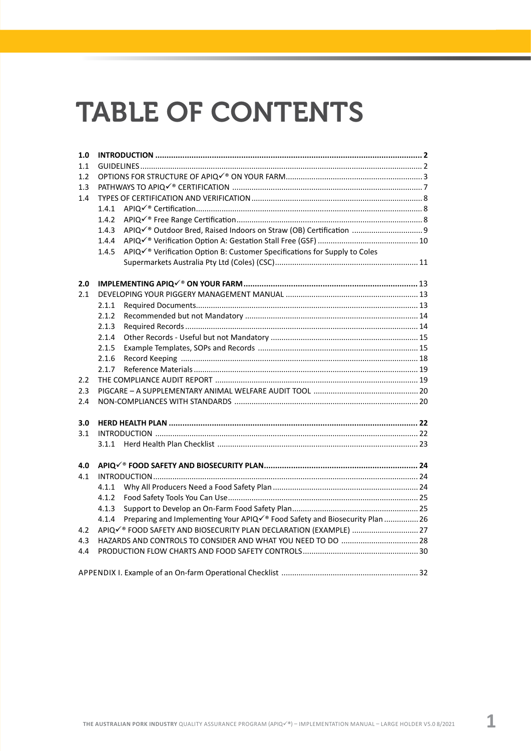# TABLE OF CONTENTS

| | | |
|---|---|---|
| **1.0** | **INTRODUCTION** | **2** |
| 1.1 | GUIDELINES | 2 |
| 1.2 | OPTIONS FOR STRUCTURE OF APIQ✓® ON YOUR FARM | 3 |
| 1.3 | PATHWAYS TO APIQ✓® CERTIFICATION | 7 |
| 1.4 | TYPES OF CERTIFICATION AND VERIFICATION | 8 |
| 1.4.1 | APIQ✓® Certification | 8 |
| 1.4.2 | APIQ✓® Free Range Certification | 8 |
| 1.4.3 | APIQ✓® Outdoor Bred, Raised Indoors on Straw (OB) Certification | 9 |
| 1.4.4 | APIQ✓® Verification Option A: Gestation Stall Free (GSF) | 10 |
| 1.4.5 | APIQ✓® Verification Option B: Customer Specifications for Supply to Coles Supermarkets Australia Pty Ltd (Coles) (CSC) | 11 |
| **2.0** | **IMPLEMENTING APIQ✓® ON YOUR FARM** | **13** |
| 2.1 | DEVELOPING YOUR PIGGERY MANAGEMENT MANUAL | 13 |
| 2.1.1 | Required Documents | 13 |
| 2.1.2 | Recommended but not Mandatory | 14 |
| 2.1.3 | Required Records | 14 |
| 2.1.4 | Other Records - Useful but not Mandatory | 15 |
| 2.1.5 | Example Templates, SOPs and Records | 15 |
| 2.1.6 | Record Keeping | 18 |
| 2.1.7 | Reference Materials | 19 |
| 2.2 | THE COMPLIANCE AUDIT REPORT | 19 |
| 2.3 | PIGCARE – A SUPPLEMENTARY ANIMAL WELFARE AUDIT TOOL | 20 |
| 2.4 | NON-COMPLIANCES WITH STANDARDS | 20 |
| **3.0** | **HERD HEALTH PLAN** | **22** |
| 3.1 | INTRODUCTION | 22 |
| 3.1.1 | Herd Health Plan Checklist | 23 |
| **4.0** | **APIQ✓® FOOD SAFETY AND BIOSECURITY PLAN** | **24** |
| 4.1 | INTRODUCTION | 24 |
| 4.1.1 | Why All Producers Need a Food Safety Plan | 24 |
| 4.1.2 | Food Safety Tools You Can Use | 25 |
| 4.1.3 | Support to Develop an On-Farm Food Safety Plan | 25 |
| 4.1.4 | Preparing and Implementing Your APIQ✓® Food Safety and Biosecurity Plan | 26 |
| 4.2 | APIQ✓® FOOD SAFETY AND BIOSECURITY PLAN DECLARATION (EXAMPLE) | 27 |
| 4.3 | HAZARDS AND CONTROLS TO CONSIDER AND WHAT YOU NEED TO DO | 28 |
| 4.4 | PRODUCTION FLOW CHARTS AND FOOD SAFETY CONTROLS | 30 |
| | APPENDIX I. Example of an On-farm Operational Checklist | 32 |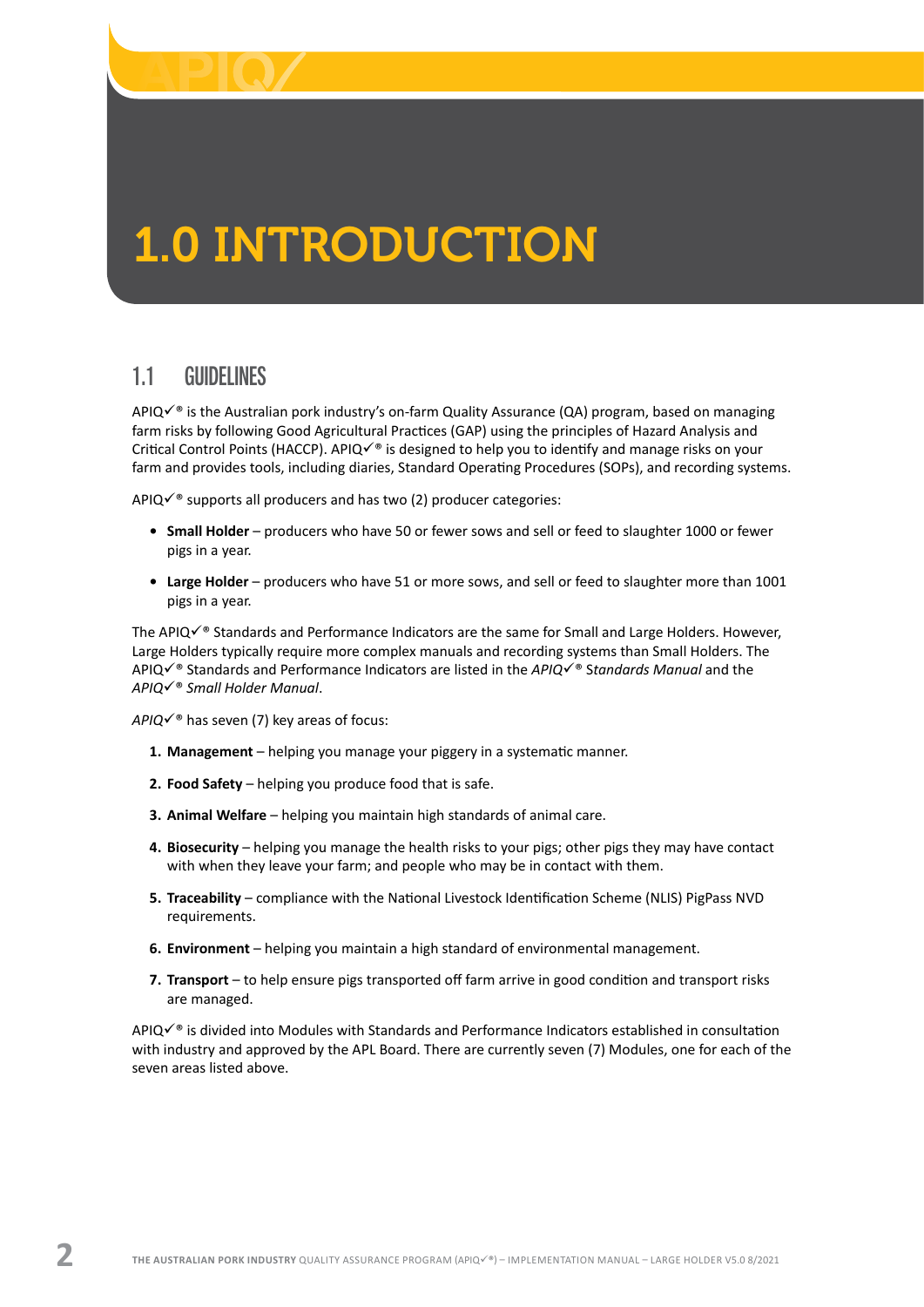# 1.0 INTRODUCTION

## 1.1 GUIDELINES

APIQ✓® is the Australian pork industry's on-farm Quality Assurance (QA) program, based on managing farm risks by following Good Agricultural Practices (GAP) using the principles of Hazard Analysis and Critical Control Points (HACCP). APIQ✓® is designed to help you to identify and manage risks on your farm and provides tools, including diaries, Standard Operating Procedures (SOPs), and recording systems.

APIQ✓® supports all producers and has two (2) producer categories:

- **Small Holder** – producers who have 50 or fewer sows and sell or feed to slaughter 1000 or fewer pigs in a year.
- **Large Holder** – producers who have 51 or more sows, and sell or feed to slaughter more than 1001 pigs in a year.

The APIQ✓® Standards and Performance Indicators are the same for Small and Large Holders. However, Large Holders typically require more complex manuals and recording systems than Small Holders. The APIQ✓® Standards and Performance Indicators are listed in the *APIQ✓® Standards Manual* and the *APIQ✓® Small Holder Manual*.

*APIQ✓®* has seven (7) key areas of focus:

1. **Management** – helping you manage your piggery in a systematic manner.
2. **Food Safety** – helping you produce food that is safe.
3. **Animal Welfare** – helping you maintain high standards of animal care.
4. **Biosecurity** – helping you manage the health risks to your pigs; other pigs they may have contact with when they leave your farm; and people who may be in contact with them.
5. **Traceability** – compliance with the National Livestock Identification Scheme (NLIS) PigPass NVD requirements.
6. **Environment** – helping you maintain a high standard of environmental management.
7. **Transport** – to help ensure pigs transported off farm arrive in good condition and transport risks are managed.

APIQ✓® is divided into Modules with Standards and Performance Indicators established in consultation with industry and approved by the APL Board. There are currently seven (7) Modules, one for each of the seven areas listed above.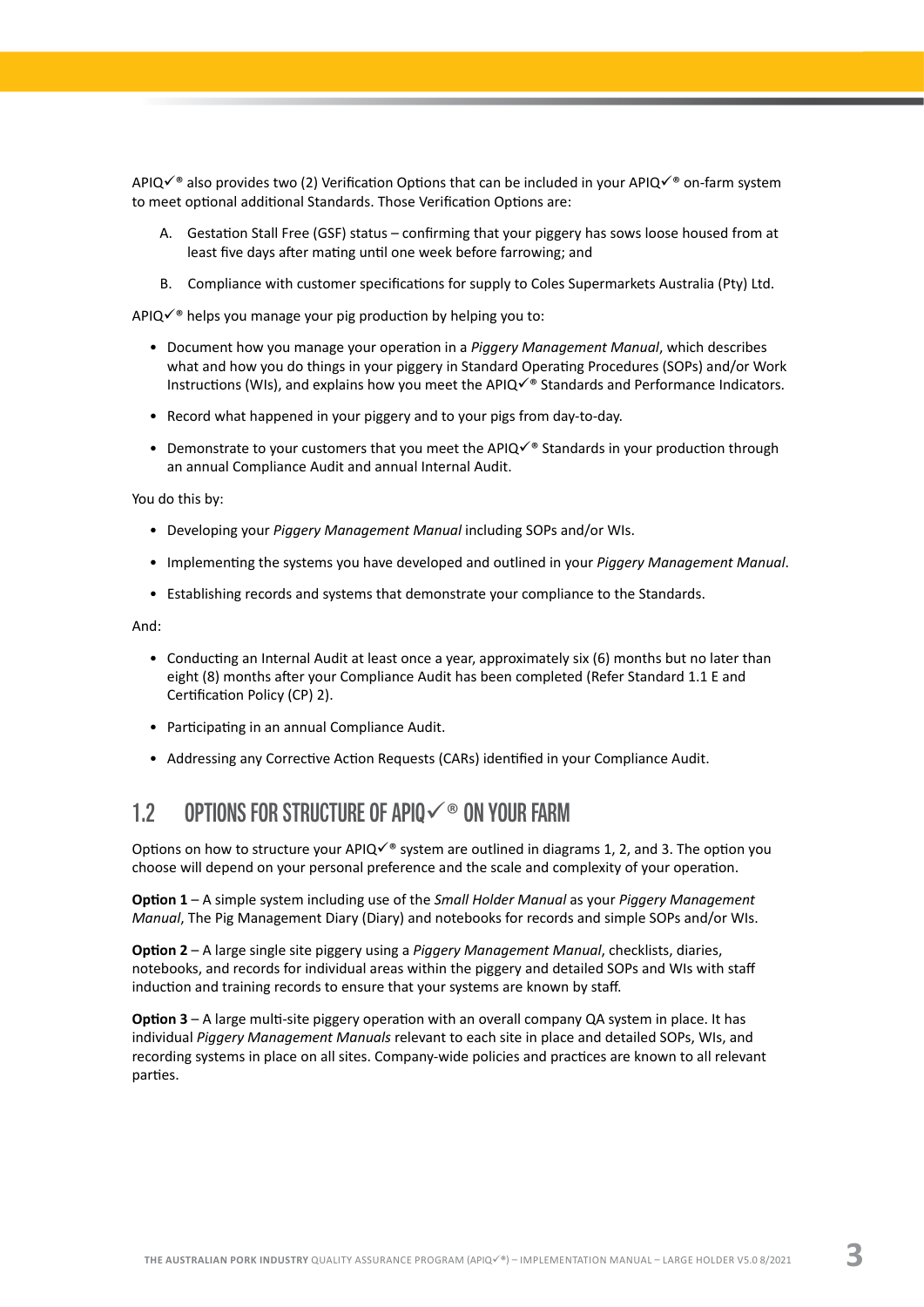APIQ✓® also provides two (2) Verification Options that can be included in your APIQ✓® on-farm system to meet optional additional Standards. Those Verification Options are:

A. Gestation Stall Free (GSF) status – confirming that your piggery has sows loose housed from at least five days after mating until one week before farrowing; and

B. Compliance with customer specifications for supply to Coles Supermarkets Australia (Pty) Ltd.

APIQ✓® helps you manage your pig production by helping you to:

- Document how you manage your operation in a *Piggery Management Manual*, which describes what and how you do things in your piggery in Standard Operating Procedures (SOPs) and/or Work Instructions (WIs), and explains how you meet the APIQ✓® Standards and Performance Indicators.
- Record what happened in your piggery and to your pigs from day-to-day.
- Demonstrate to your customers that you meet the APIQ✓® Standards in your production through an annual Compliance Audit and annual Internal Audit.

You do this by:

- Developing your *Piggery Management Manual* including SOPs and/or WIs.
- Implementing the systems you have developed and outlined in your *Piggery Management Manual*.
- Establishing records and systems that demonstrate your compliance to the Standards.

And:

- Conducting an Internal Audit at least once a year, approximately six (6) months but no later than eight (8) months after your Compliance Audit has been completed (Refer Standard 1.1 E and Certification Policy (CP) 2).
- Participating in an annual Compliance Audit.
- Addressing any Corrective Action Requests (CARs) identified in your Compliance Audit.

## 1.2 OPTIONS FOR STRUCTURE OF APIQ✓® ON YOUR FARM

Options on how to structure your APIQ✓® system are outlined in diagrams 1, 2, and 3. The option you choose will depend on your personal preference and the scale and complexity of your operation.

**Option 1** – A simple system including use of the *Small Holder Manual* as your *Piggery Management Manual*, The Pig Management Diary (Diary) and notebooks for records and simple SOPs and/or WIs.

**Option 2** – A large single site piggery using a *Piggery Management Manual*, checklists, diaries, notebooks, and records for individual areas within the piggery and detailed SOPs and WIs with staff induction and training records to ensure that your systems are known by staff.

**Option 3** – A large multi-site piggery operation with an overall company QA system in place. It has individual *Piggery Management Manuals* relevant to each site in place and detailed SOPs, WIs, and recording systems in place on all sites. Company-wide policies and practices are known to all relevant parties.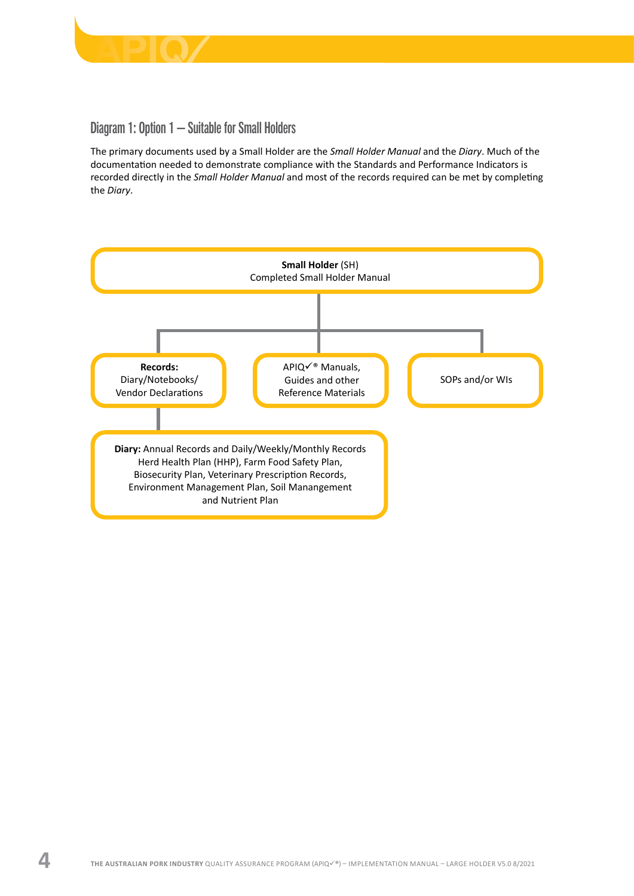## Diagram 1: Option 1 – Suitable for Small Holders

The primary documents used by a Small Holder are the *Small Holder Manual* and the *Diary*. Much of the documentation needed to demonstrate compliance with the Standards and Performance Indicators is recorded directly in the *Small Holder Manual* and most of the records required can be met by completing the *Diary*.

**Small Holder** (SH)
Completed Small Holder Manual

- **Records:** Diary/Notebooks/ Vendor Declarations
  - **Diary:** Annual Records and Daily/Weekly/Monthly Records Herd Health Plan (HHP), Farm Food Safety Plan, Biosecurity Plan, Veterinary Prescription Records, Environment Management Plan, Soil Manangement and Nutrient Plan
- APIQ✓® Manuals, Guides and other Reference Materials
- SOPs and/or WIs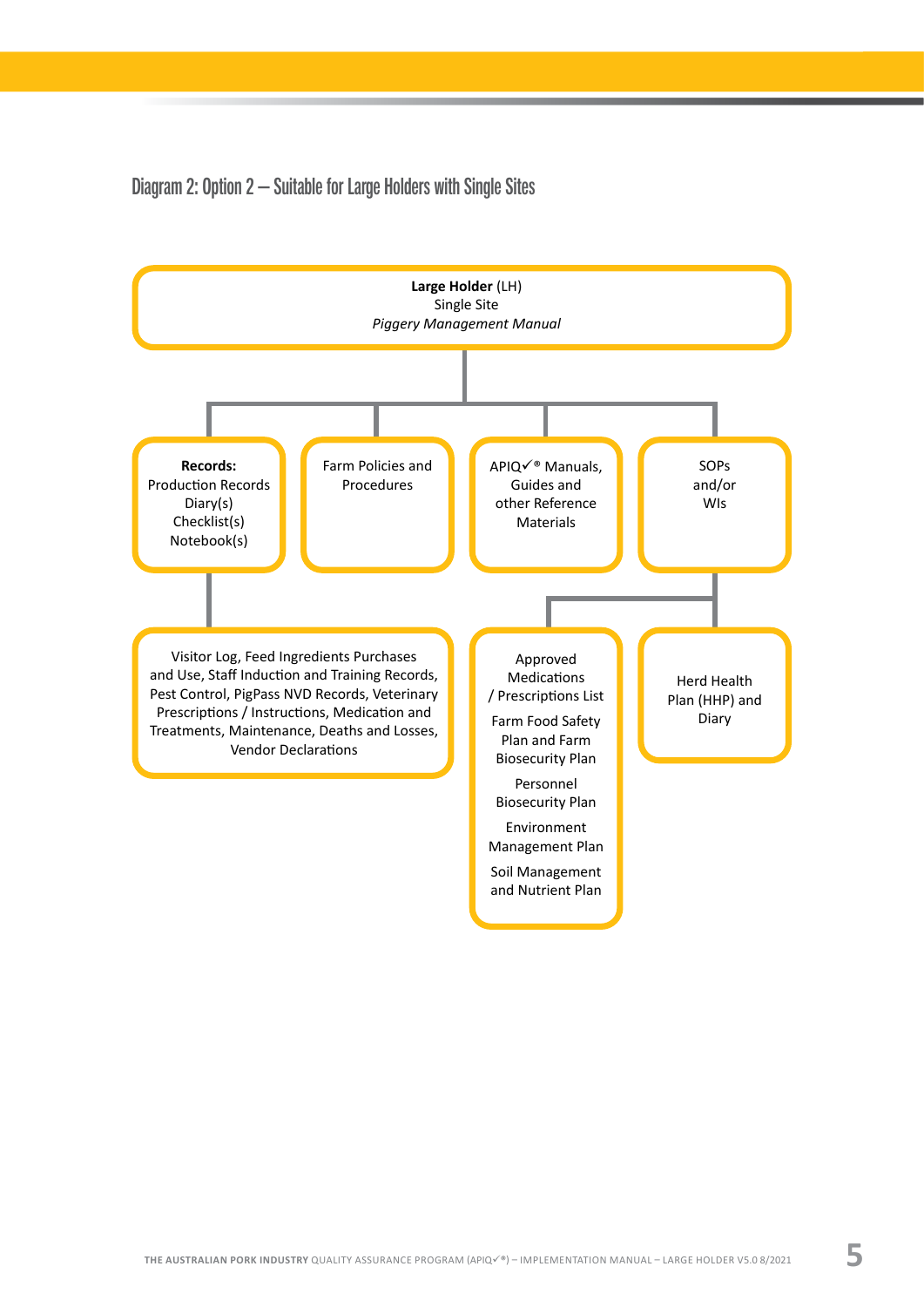## Diagram 2: Option 2 – Suitable for Large Holders with Single Sites

**Large Holder** (LH)
Single Site
*Piggery Management Manual*

- **Records:**
  Production Records
  Diary(s)
  Checklist(s)
  Notebook(s)
  - Visitor Log, Feed Ingredients Purchases and Use, Staff Induction and Training Records, Pest Control, PigPass NVD Records, Veterinary Prescriptions / Instructions, Medication and Treatments, Maintenance, Deaths and Losses, Vendor Declarations
- Farm Policies and Procedures
- APIQ✓® Manuals, Guides and other Reference Materials
- SOPs and/or WIs
  - Approved Medications / Prescriptions List
    Farm Food Safety Plan and Farm Biosecurity Plan
    Personnel Biosecurity Plan
    Environment Management Plan
    Soil Management and Nutrient Plan
  - Herd Health Plan (HHP) and Diary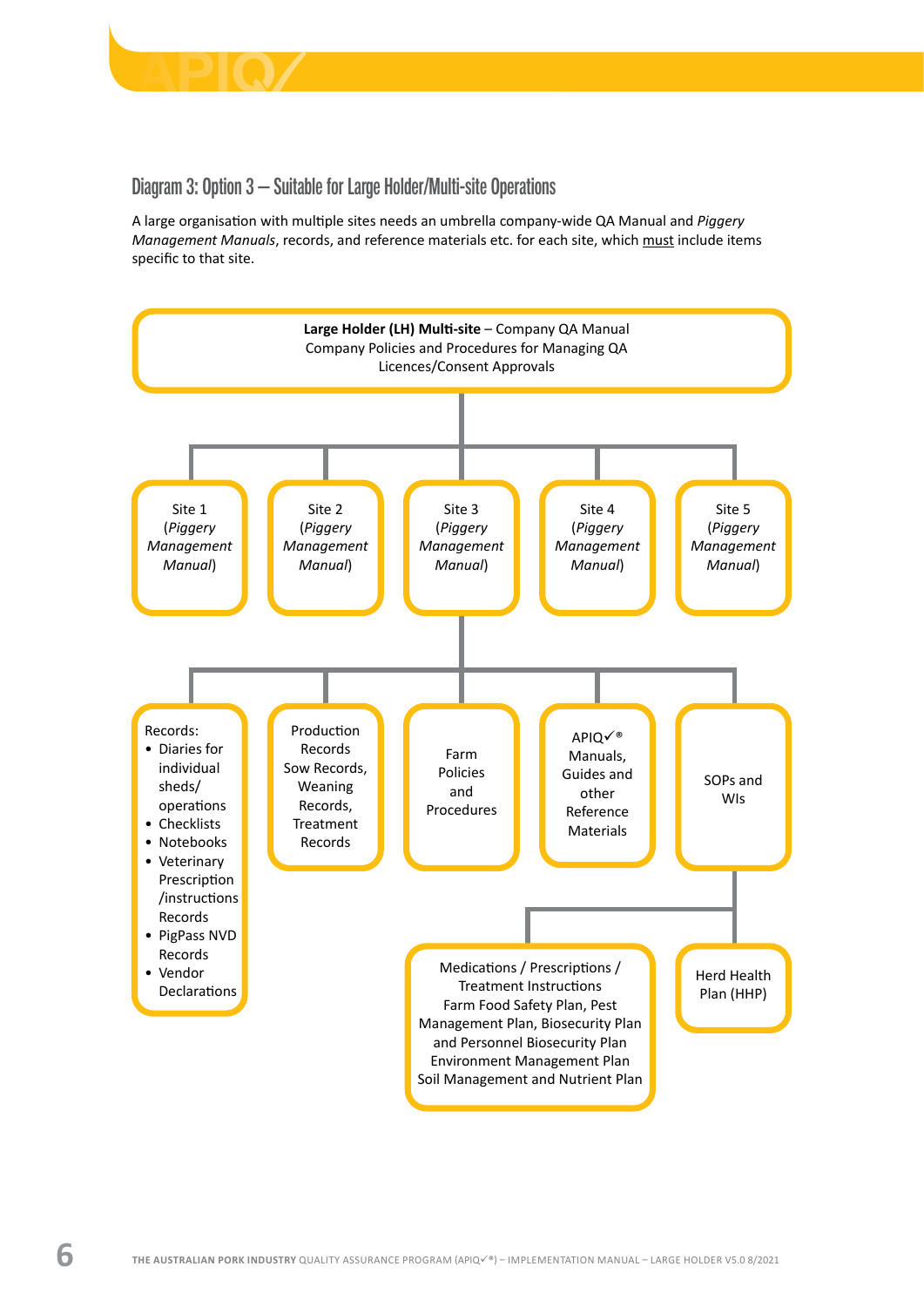### Diagram 3: Option 3 – Suitable for Large Holder/Multi-site Operations

A large organisation with multiple sites needs an umbrella company-wide QA Manual and *Piggery Management Manuals*, records, and reference materials etc. for each site, which must include items specific to that site.

**Large Holder (LH) Multi-site** – Company QA Manual
Company Policies and Procedures for Managing QA
Licences/Consent Approvals

- Site 1 (*Piggery Management Manual*)
- Site 2 (*Piggery Management Manual*)
- Site 3 (*Piggery Management Manual*)
- Site 4 (*Piggery Management Manual*)
- Site 5 (*Piggery Management Manual*)

Records:
- Diaries for individual sheds/ operations
- Checklists
- Notebooks
- Veterinary Prescription /instructions Records
- PigPass NVD Records
- Vendor Declarations

Production Records
Sow Records, Weaning Records, Treatment Records

Farm Policies and Procedures

APIQ✓® Manuals, Guides and other Reference Materials

SOPs and WIs

Medications / Prescriptions / Treatment Instructions
Farm Food Safety Plan, Pest Management Plan, Biosecurity Plan and Personnel Biosecurity Plan
Environment Management Plan
Soil Management and Nutrient Plan

Herd Health Plan (HHP)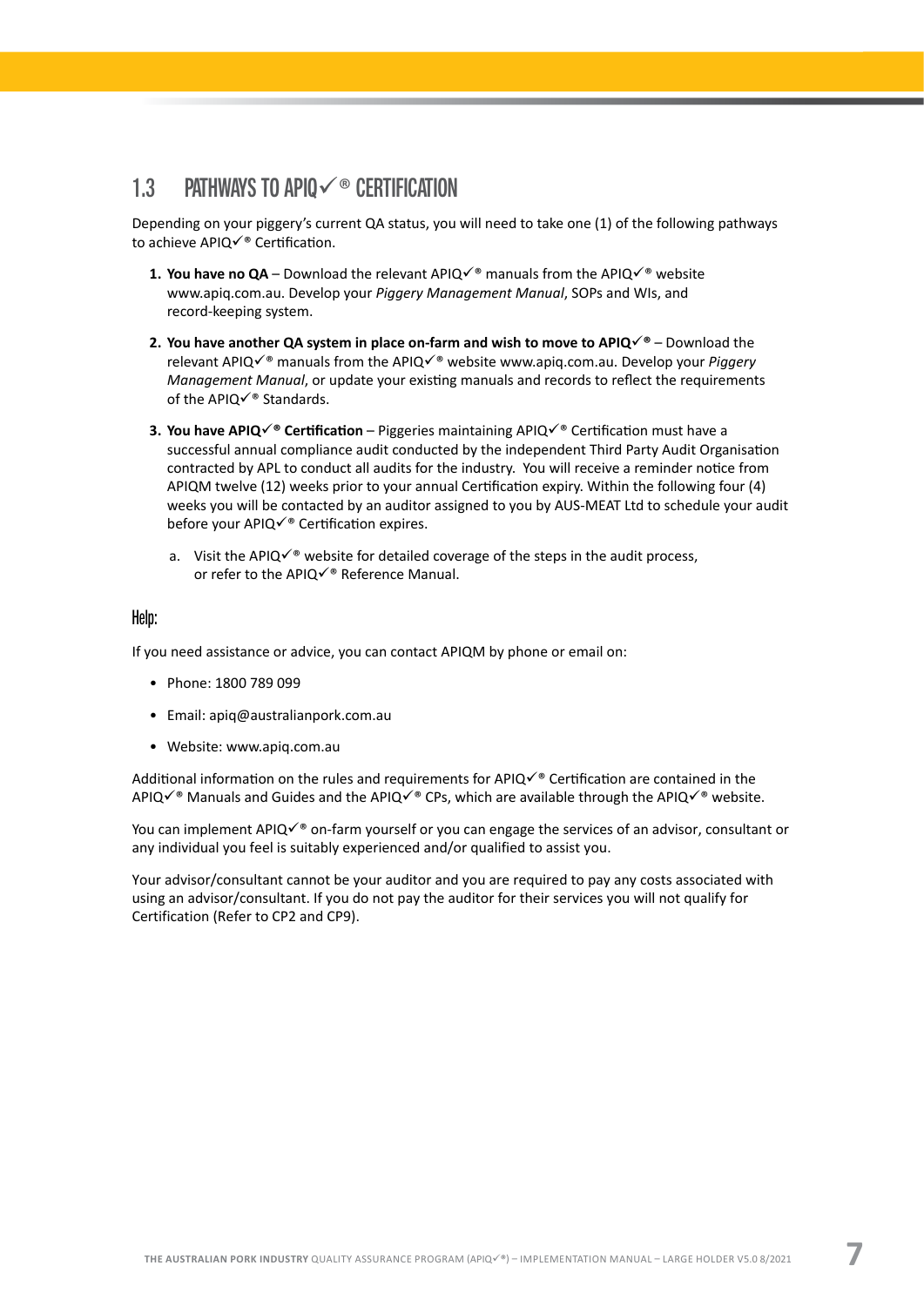## 1.3 PATHWAYS TO APIQ✓® CERTIFICATION

Depending on your piggery's current QA status, you will need to take one (1) of the following pathways to achieve APIQ✓® Certification.

1. **You have no QA** – Download the relevant APIQ✓® manuals from the APIQ✓® website www.apiq.com.au. Develop your *Piggery Management Manual*, SOPs and WIs, and record-keeping system.
2. **You have another QA system in place on-farm and wish to move to APIQ✓®** – Download the relevant APIQ✓® manuals from the APIQ✓® website www.apiq.com.au. Develop your *Piggery Management Manual*, or update your existing manuals and records to reflect the requirements of the APIQ✓® Standards.
3. **You have APIQ✓® Certification** – Piggeries maintaining APIQ✓® Certification must have a successful annual compliance audit conducted by the independent Third Party Audit Organisation contracted by APL to conduct all audits for the industry. You will receive a reminder notice from APIQM twelve (12) weeks prior to your annual Certification expiry. Within the following four (4) weeks you will be contacted by an auditor assigned to you by AUS-MEAT Ltd to schedule your audit before your APIQ✓® Certification expires.
   a. Visit the APIQ✓® website for detailed coverage of the steps in the audit process, or refer to the APIQ✓® Reference Manual.

### Help:

If you need assistance or advice, you can contact APIQM by phone or email on:

- Phone: 1800 789 099
- Email: apiq@australianpork.com.au
- Website: www.apiq.com.au

Additional information on the rules and requirements for APIQ✓® Certification are contained in the APIQ✓® Manuals and Guides and the APIQ✓® CPs, which are available through the APIQ✓® website.

You can implement APIQ✓® on-farm yourself or you can engage the services of an advisor, consultant or any individual you feel is suitably experienced and/or qualified to assist you.

Your advisor/consultant cannot be your auditor and you are required to pay any costs associated with using an advisor/consultant. If you do not pay the auditor for their services you will not qualify for Certification (Refer to CP2 and CP9).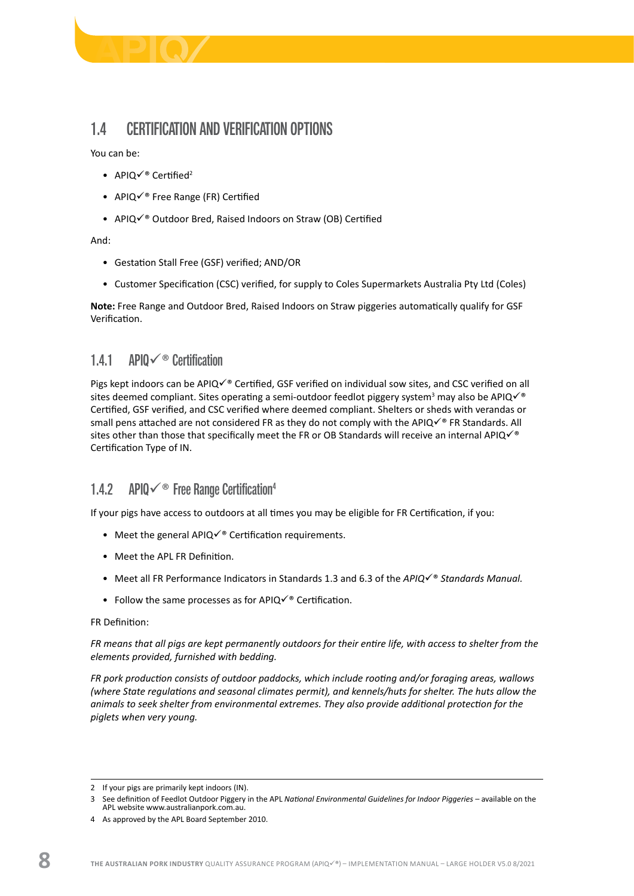## 1.4 CERTIFICATION AND VERIFICATION OPTIONS

You can be:

- APIQ✓® Certified[2]
- APIQ✓® Free Range (FR) Certified
- APIQ✓® Outdoor Bred, Raised Indoors on Straw (OB) Certified

And:

- Gestation Stall Free (GSF) verified; AND/OR
- Customer Specification (CSC) verified, for supply to Coles Supermarkets Australia Pty Ltd (Coles)

**Note:** Free Range and Outdoor Bred, Raised Indoors on Straw piggeries automatically qualify for GSF Verification.

### 1.4.1 APIQ✓® Certification

Pigs kept indoors can be APIQ✓® Certified, GSF verified on individual sow sites, and CSC verified on all sites deemed compliant. Sites operating a semi-outdoor feedlot piggery system[3] may also be APIQ✓® Certified, GSF verified, and CSC verified where deemed compliant. Shelters or sheds with verandas or small pens attached are not considered FR as they do not comply with the APIQ✓® FR Standards. All sites other than those that specifically meet the FR or OB Standards will receive an internal APIQ✓® Certification Type of IN.

### 1.4.2 APIQ✓® Free Range Certification[4]

If your pigs have access to outdoors at all times you may be eligible for FR Certification, if you:

- Meet the general APIQ✓® Certification requirements.
- Meet the APL FR Definition.
- Meet all FR Performance Indicators in Standards 1.3 and 6.3 of the *APIQ✓® Standards Manual.*
- Follow the same processes as for APIQ✓® Certification.

FR Definition:

*FR means that all pigs are kept permanently outdoors for their entire life, with access to shelter from the elements provided, furnished with bedding.*

*FR pork production consists of outdoor paddocks, which include rooting and/or foraging areas, wallows (where State regulations and seasonal climates permit), and kennels/huts for shelter. The huts allow the animals to seek shelter from environmental extremes. They also provide additional protection for the piglets when very young.*

---

2 If your pigs are primarily kept indoors (IN).

3 See definition of Feedlot Outdoor Piggery in the APL *National Environmental Guidelines for Indoor Piggeries* – available on the APL website www.australianpork.com.au.

4 As approved by the APL Board September 2010.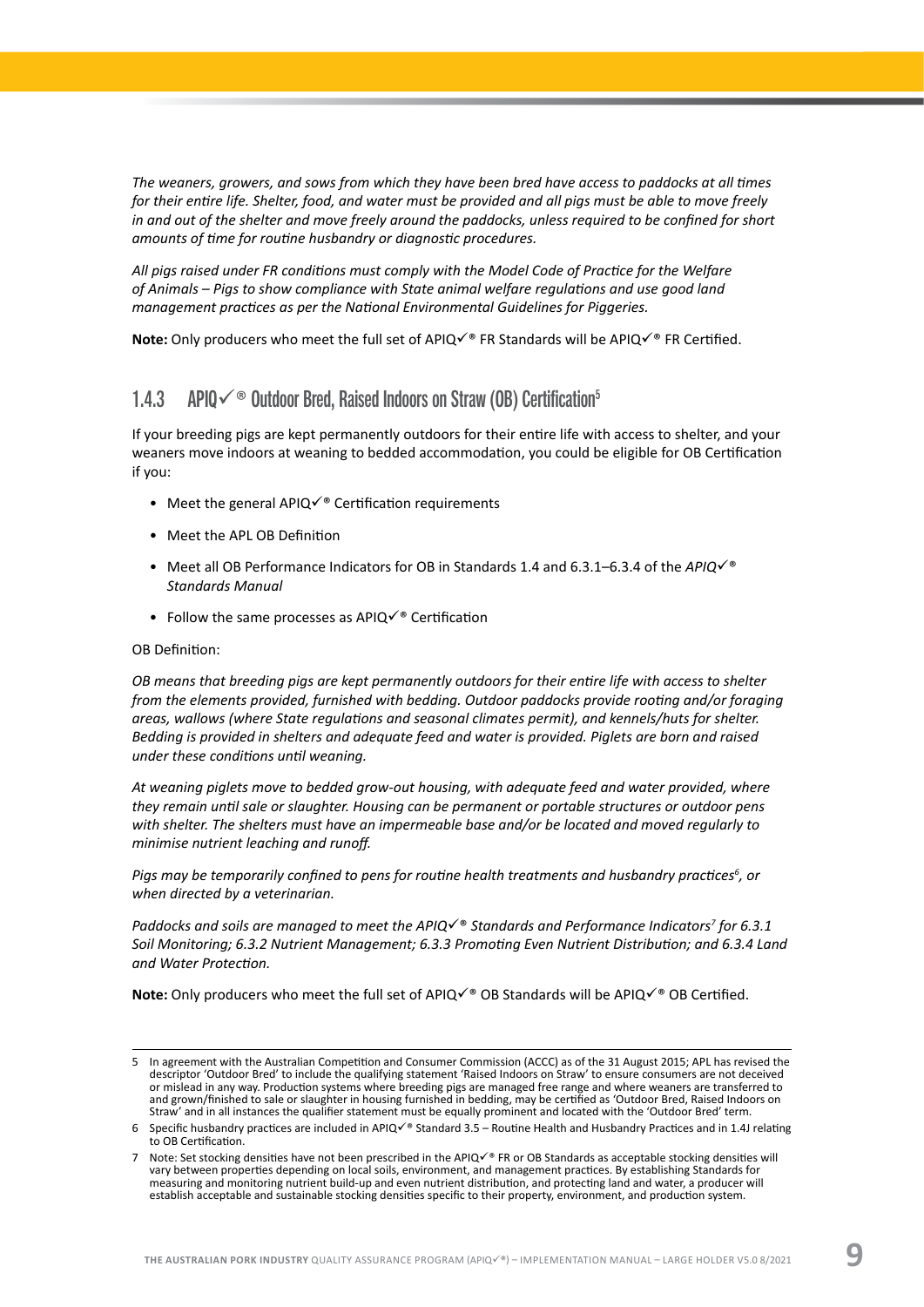*The weaners, growers, and sows from which they have been bred have access to paddocks at all times for their entire life. Shelter, food, and water must be provided and all pigs must be able to move freely in and out of the shelter and move freely around the paddocks, unless required to be confined for short amounts of time for routine husbandry or diagnostic procedures.*

*All pigs raised under FR conditions must comply with the Model Code of Practice for the Welfare of Animals – Pigs to show compliance with State animal welfare regulations and use good land management practices as per the National Environmental Guidelines for Piggeries.*

**Note:** Only producers who meet the full set of APIQ✓® FR Standards will be APIQ✓® FR Certified.

### 1.4.3 APIQ✓® Outdoor Bred, Raised Indoors on Straw (OB) Certification[5]

If your breeding pigs are kept permanently outdoors for their entire life with access to shelter, and your weaners move indoors at weaning to bedded accommodation, you could be eligible for OB Certification if you:

- Meet the general APIQ✓® Certification requirements
- Meet the APL OB Definition
- Meet all OB Performance Indicators for OB in Standards 1.4 and 6.3.1–6.3.4 of the *APIQ✓® Standards Manual*
- Follow the same processes as APIQ✓® Certification

OB Definition:

*OB means that breeding pigs are kept permanently outdoors for their entire life with access to shelter from the elements provided, furnished with bedding. Outdoor paddocks provide rooting and/or foraging areas, wallows (where State regulations and seasonal climates permit), and kennels/huts for shelter. Bedding is provided in shelters and adequate feed and water is provided. Piglets are born and raised under these conditions until weaning.*

*At weaning piglets move to bedded grow-out housing, with adequate feed and water provided, where they remain until sale or slaughter. Housing can be permanent or portable structures or outdoor pens with shelter. The shelters must have an impermeable base and/or be located and moved regularly to minimise nutrient leaching and runoff.*

*Pigs may be temporarily confined to pens for routine health treatments and husbandry practices[6], or when directed by a veterinarian.*

*Paddocks and soils are managed to meet the APIQ✓® Standards and Performance Indicators[7] for 6.3.1 Soil Monitoring; 6.3.2 Nutrient Management; 6.3.3 Promoting Even Nutrient Distribution; and 6.3.4 Land and Water Protection.*

**Note:** Only producers who meet the full set of APIQ✓® OB Standards will be APIQ✓® OB Certified.

---

5 In agreement with the Australian Competition and Consumer Commission (ACCC) as of the 31 August 2015; APL has revised the descriptor 'Outdoor Bred' to include the qualifying statement 'Raised Indoors on Straw' to ensure consumers are not deceived or mislead in any way. Production systems where breeding pigs are managed free range and where weaners are transferred to and grown/finished to sale or slaughter in housing furnished in bedding, may be certified as 'Outdoor Bred, Raised Indoors on Straw' and in all instances the qualifier statement must be equally prominent and located with the 'Outdoor Bred' term.

6 Specific husbandry practices are included in APIQ✓® Standard 3.5 – Routine Health and Husbandry Practices and in 1.4J relating to OB Certification.

7 Note: Set stocking densities have not been prescribed in the APIQ✓® FR or OB Standards as acceptable stocking densities will vary between properties depending on local soils, environment, and management practices. By establishing Standards for measuring and monitoring nutrient build-up and even nutrient distribution, and protecting land and water, a producer will establish acceptable and sustainable stocking densities specific to their property, environment, and production system.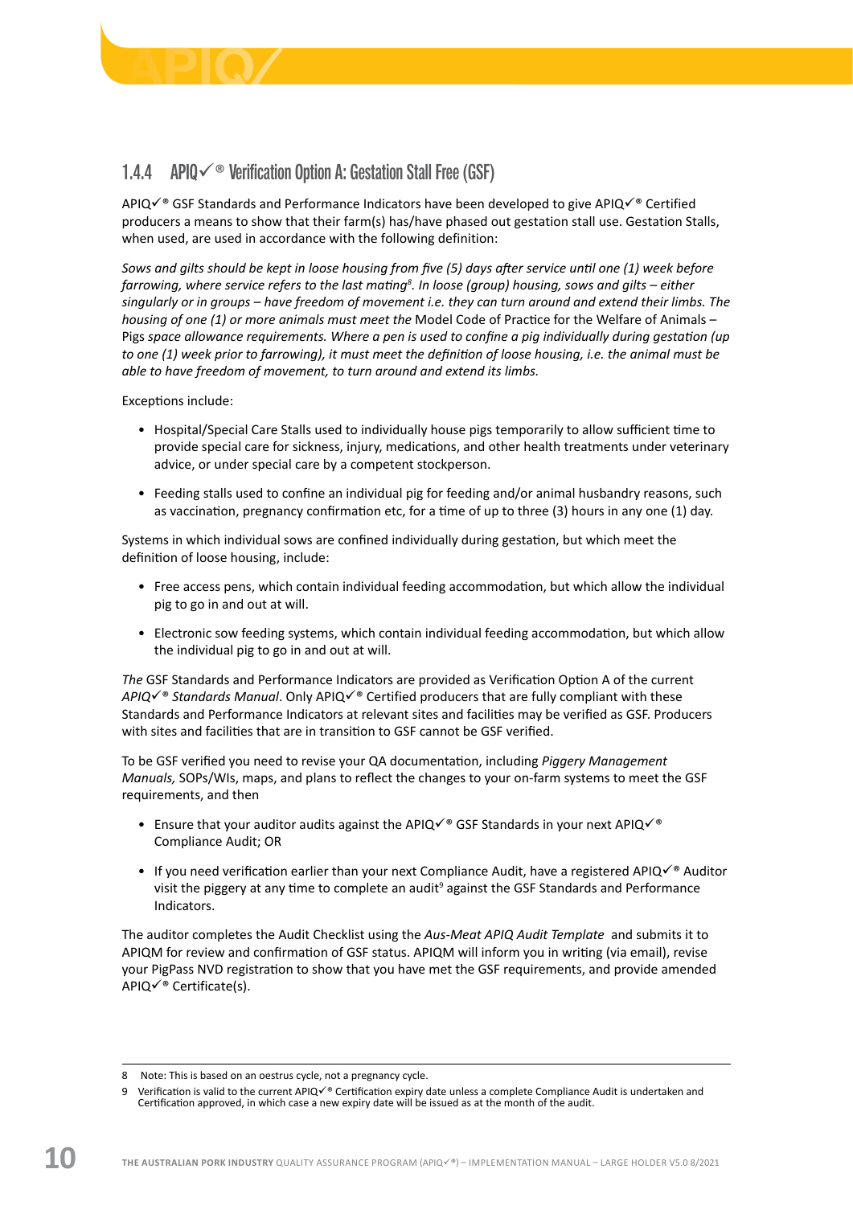### 1.4.4 APIQ✓® Verification Option A: Gestation Stall Free (GSF)

APIQ✓® GSF Standards and Performance Indicators have been developed to give APIQ✓® Certified producers a means to show that their farm(s) has/have phased out gestation stall use. Gestation Stalls, when used, are used in accordance with the following definition:

*Sows and gilts should be kept in loose housing from five (5) days after service until one (1) week before farrowing, where service refers to the last mating*[8]*. In loose (group) housing, sows and gilts – either singularly or in groups – have freedom of movement i.e. they can turn around and extend their limbs. The housing of one (1) or more animals must meet the* Model Code of Practice for the Welfare of Animals – Pigs *space allowance requirements. Where a pen is used to confine a pig individually during gestation (up to one (1) week prior to farrowing), it must meet the definition of loose housing, i.e. the animal must be able to have freedom of movement, to turn around and extend its limbs.*

Exceptions include:

- Hospital/Special Care Stalls used to individually house pigs temporarily to allow sufficient time to provide special care for sickness, injury, medications, and other health treatments under veterinary advice, or under special care by a competent stockperson.
- Feeding stalls used to confine an individual pig for feeding and/or animal husbandry reasons, such as vaccination, pregnancy confirmation etc, for a time of up to three (3) hours in any one (1) day.

Systems in which individual sows are confined individually during gestation, but which meet the definition of loose housing, include:

- Free access pens, which contain individual feeding accommodation, but which allow the individual pig to go in and out at will.
- Electronic sow feeding systems, which contain individual feeding accommodation, but which allow the individual pig to go in and out at will.

*The* GSF Standards and Performance Indicators are provided as Verification Option A of the current *APIQ✓® Standards Manual*. Only APIQ✓® Certified producers that are fully compliant with these Standards and Performance Indicators at relevant sites and facilities may be verified as GSF. Producers with sites and facilities that are in transition to GSF cannot be GSF verified.

To be GSF verified you need to revise your QA documentation, including *Piggery Management Manuals,* SOPs/WIs, maps, and plans to reflect the changes to your on-farm systems to meet the GSF requirements, and then

- Ensure that your auditor audits against the APIQ✓® GSF Standards in your next APIQ✓® Compliance Audit; OR
- If you need verification earlier than your next Compliance Audit, have a registered APIQ✓® Auditor visit the piggery at any time to complete an audit[9] against the GSF Standards and Performance Indicators.

The auditor completes the Audit Checklist using the *Aus-Meat APIQ Audit Template* and submits it to APIQM for review and confirmation of GSF status. APIQM will inform you in writing (via email), revise your PigPass NVD registration to show that you have met the GSF requirements, and provide amended APIQ✓® Certificate(s).

---

8 Note: This is based on an oestrus cycle, not a pregnancy cycle.

9 Verification is valid to the current APIQ✓® Certification expiry date unless a complete Compliance Audit is undertaken and Certification approved, in which case a new expiry date will be issued as at the month of the audit.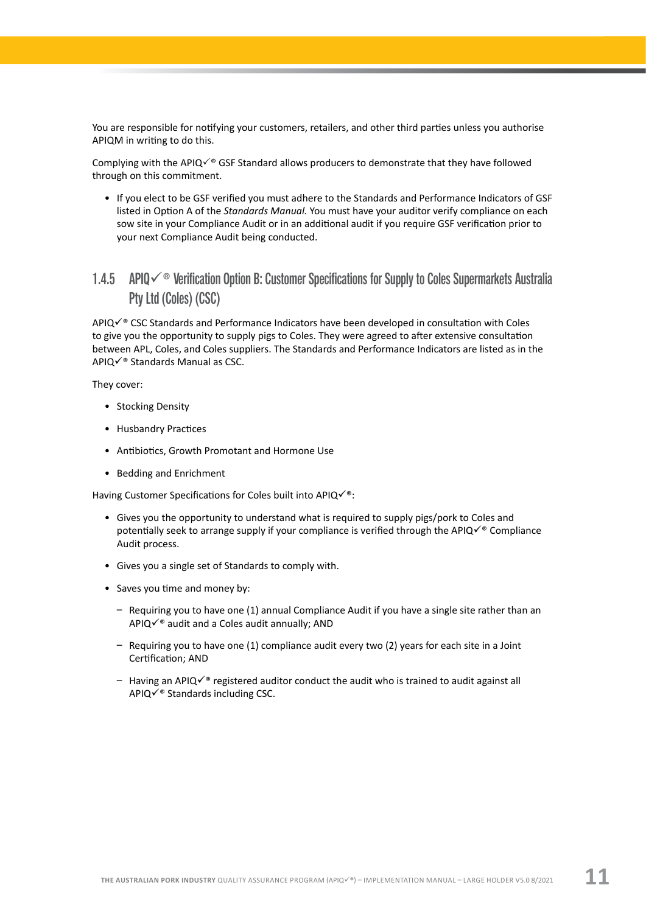You are responsible for notifying your customers, retailers, and other third parties unless you authorise APIQM in writing to do this.

Complying with the APIQ✓® GSF Standard allows producers to demonstrate that they have followed through on this commitment.

- If you elect to be GSF verified you must adhere to the Standards and Performance Indicators of GSF listed in Option A of the *Standards Manual.* You must have your auditor verify compliance on each sow site in your Compliance Audit or in an additional audit if you require GSF verification prior to your next Compliance Audit being conducted.

### 1.4.5 APIQ✓® Verification Option B: Customer Specifications for Supply to Coles Supermarkets Australia Pty Ltd (Coles) (CSC)

APIQ✓® CSC Standards and Performance Indicators have been developed in consultation with Coles to give you the opportunity to supply pigs to Coles. They were agreed to after extensive consultation between APL, Coles, and Coles suppliers. The Standards and Performance Indicators are listed as in the APIQ✓® Standards Manual as CSC.

They cover:

- Stocking Density
- Husbandry Practices
- Antibiotics, Growth Promotant and Hormone Use
- Bedding and Enrichment

Having Customer Specifications for Coles built into APIQ✓®:

- Gives you the opportunity to understand what is required to supply pigs/pork to Coles and potentially seek to arrange supply if your compliance is verified through the APIQ✓® Compliance Audit process.
- Gives you a single set of Standards to comply with.
- Saves you time and money by:
  - Requiring you to have one (1) annual Compliance Audit if you have a single site rather than an APIQ✓® audit and a Coles audit annually; AND
  - Requiring you to have one (1) compliance audit every two (2) years for each site in a Joint Certification; AND
  - Having an APIQ✓® registered auditor conduct the audit who is trained to audit against all APIQ✓® Standards including CSC.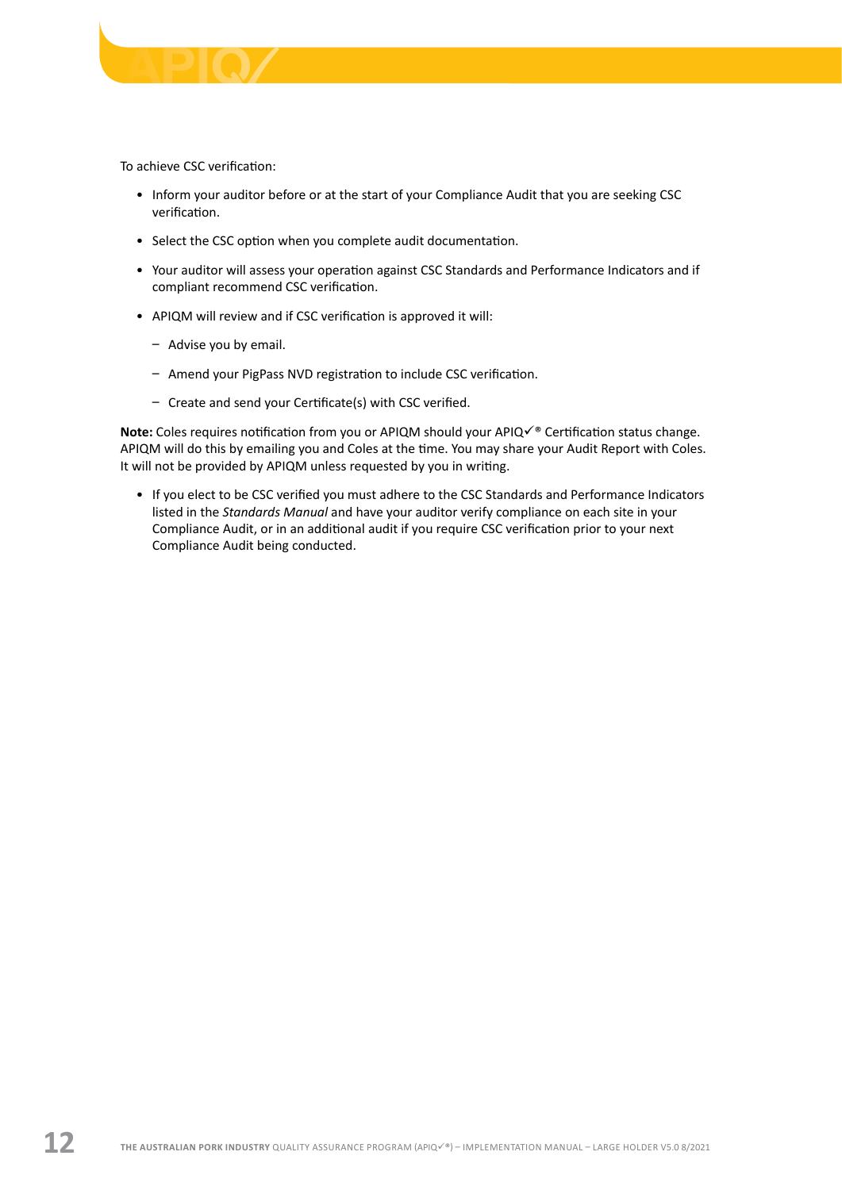To achieve CSC verification:

- Inform your auditor before or at the start of your Compliance Audit that you are seeking CSC verification.
- Select the CSC option when you complete audit documentation.
- Your auditor will assess your operation against CSC Standards and Performance Indicators and if compliant recommend CSC verification.
- APIQM will review and if CSC verification is approved it will:
  - Advise you by email.
  - Amend your PigPass NVD registration to include CSC verification.
  - Create and send your Certificate(s) with CSC verified.

**Note:** Coles requires notification from you or APIQM should your APIQ✓® Certification status change. APIQM will do this by emailing you and Coles at the time. You may share your Audit Report with Coles. It will not be provided by APIQM unless requested by you in writing.

- If you elect to be CSC verified you must adhere to the CSC Standards and Performance Indicators listed in the *Standards Manual* and have your auditor verify compliance on each site in your Compliance Audit, or in an additional audit if you require CSC verification prior to your next Compliance Audit being conducted.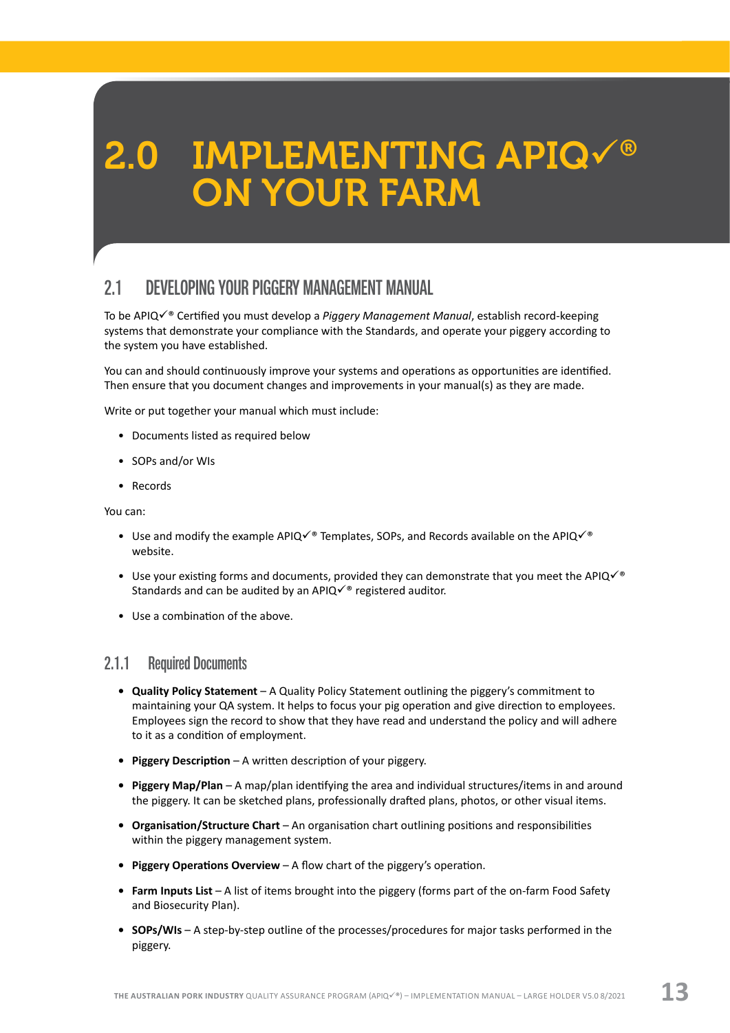# 2.0 IMPLEMENTING APIQ✓® ON YOUR FARM

## 2.1 DEVELOPING YOUR PIGGERY MANAGEMENT MANUAL

To be APIQ✓® Certified you must develop a *Piggery Management Manual*, establish record-keeping systems that demonstrate your compliance with the Standards, and operate your piggery according to the system you have established.

You can and should continuously improve your systems and operations as opportunities are identified. Then ensure that you document changes and improvements in your manual(s) as they are made.

Write or put together your manual which must include:

- Documents listed as required below
- SOPs and/or WIs
- Records

You can:

- Use and modify the example APIQ✓® Templates, SOPs, and Records available on the APIQ✓® website.
- Use your existing forms and documents, provided they can demonstrate that you meet the APIQ✓® Standards and can be audited by an APIQ✓® registered auditor.
- Use a combination of the above.

### 2.1.1 Required Documents

- **Quality Policy Statement** – A Quality Policy Statement outlining the piggery's commitment to maintaining your QA system. It helps to focus your pig operation and give direction to employees. Employees sign the record to show that they have read and understand the policy and will adhere to it as a condition of employment.
- **Piggery Description** – A written description of your piggery.
- **Piggery Map/Plan** – A map/plan identifying the area and individual structures/items in and around the piggery. It can be sketched plans, professionally drafted plans, photos, or other visual items.
- **Organisation/Structure Chart** – An organisation chart outlining positions and responsibilities within the piggery management system.
- **Piggery Operations Overview** – A flow chart of the piggery's operation.
- **Farm Inputs List** – A list of items brought into the piggery (forms part of the on-farm Food Safety and Biosecurity Plan).
- **SOPs/WIs** – A step-by-step outline of the processes/procedures for major tasks performed in the piggery.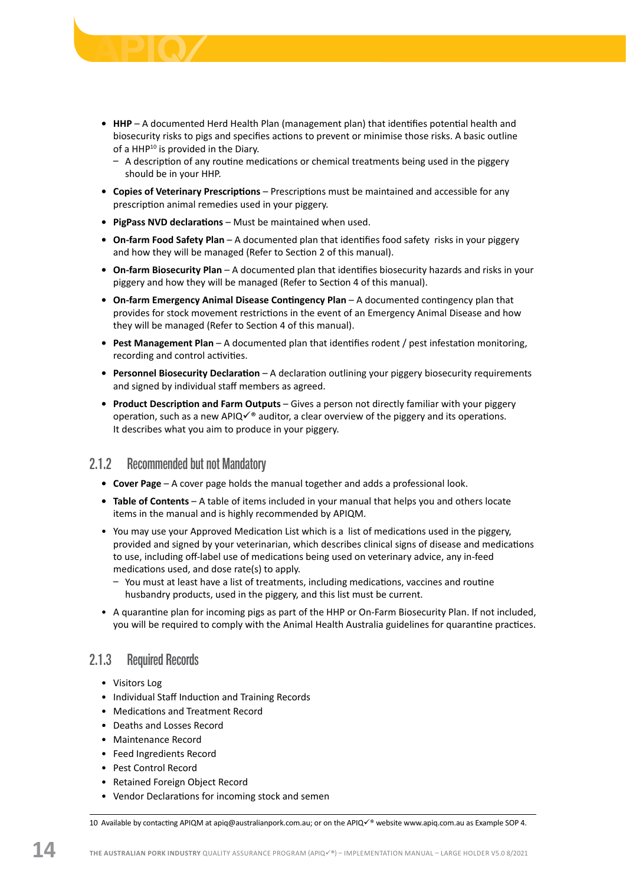- **HHP** – A documented Herd Health Plan (management plan) that identifies potential health and biosecurity risks to pigs and specifies actions to prevent or minimise those risks. A basic outline of a HHP[10] is provided in the Diary.
  - A description of any routine medications or chemical treatments being used in the piggery should be in your HHP.
- **Copies of Veterinary Prescriptions** – Prescriptions must be maintained and accessible for any prescription animal remedies used in your piggery.
- **PigPass NVD declarations** – Must be maintained when used.
- **On-farm Food Safety Plan** – A documented plan that identifies food safety risks in your piggery and how they will be managed (Refer to Section 2 of this manual).
- **On-farm Biosecurity Plan** – A documented plan that identifies biosecurity hazards and risks in your piggery and how they will be managed (Refer to Section 4 of this manual).
- **On-farm Emergency Animal Disease Contingency Plan** – A documented contingency plan that provides for stock movement restrictions in the event of an Emergency Animal Disease and how they will be managed (Refer to Section 4 of this manual).
- **Pest Management Plan** – A documented plan that identifies rodent / pest infestation monitoring, recording and control activities.
- **Personnel Biosecurity Declaration** – A declaration outlining your piggery biosecurity requirements and signed by individual staff members as agreed.
- **Product Description and Farm Outputs** – Gives a person not directly familiar with your piggery operation, such as a new APIQ✓® auditor, a clear overview of the piggery and its operations. It describes what you aim to produce in your piggery.

### 2.1.2 Recommended but not Mandatory

- **Cover Page** – A cover page holds the manual together and adds a professional look.
- **Table of Contents** – A table of items included in your manual that helps you and others locate items in the manual and is highly recommended by APIQM.
- You may use your Approved Medication List which is a list of medications used in the piggery, provided and signed by your veterinarian, which describes clinical signs of disease and medications to use, including off-label use of medications being used on veterinary advice, any in-feed medications used, and dose rate(s) to apply.
  - You must at least have a list of treatments, including medications, vaccines and routine husbandry products, used in the piggery, and this list must be current.
- A quarantine plan for incoming pigs as part of the HHP or On-Farm Biosecurity Plan. If not included, you will be required to comply with the Animal Health Australia guidelines for quarantine practices.

### 2.1.3 Required Records

- Visitors Log
- Individual Staff Induction and Training Records
- Medications and Treatment Record
- Deaths and Losses Record
- Maintenance Record
- Feed Ingredients Record
- Pest Control Record
- Retained Foreign Object Record
- Vendor Declarations for incoming stock and semen

---

10 Available by contacting APIQM at apiq@australianpork.com.au; or on the APIQ✓® website www.apiq.com.au as Example SOP 4.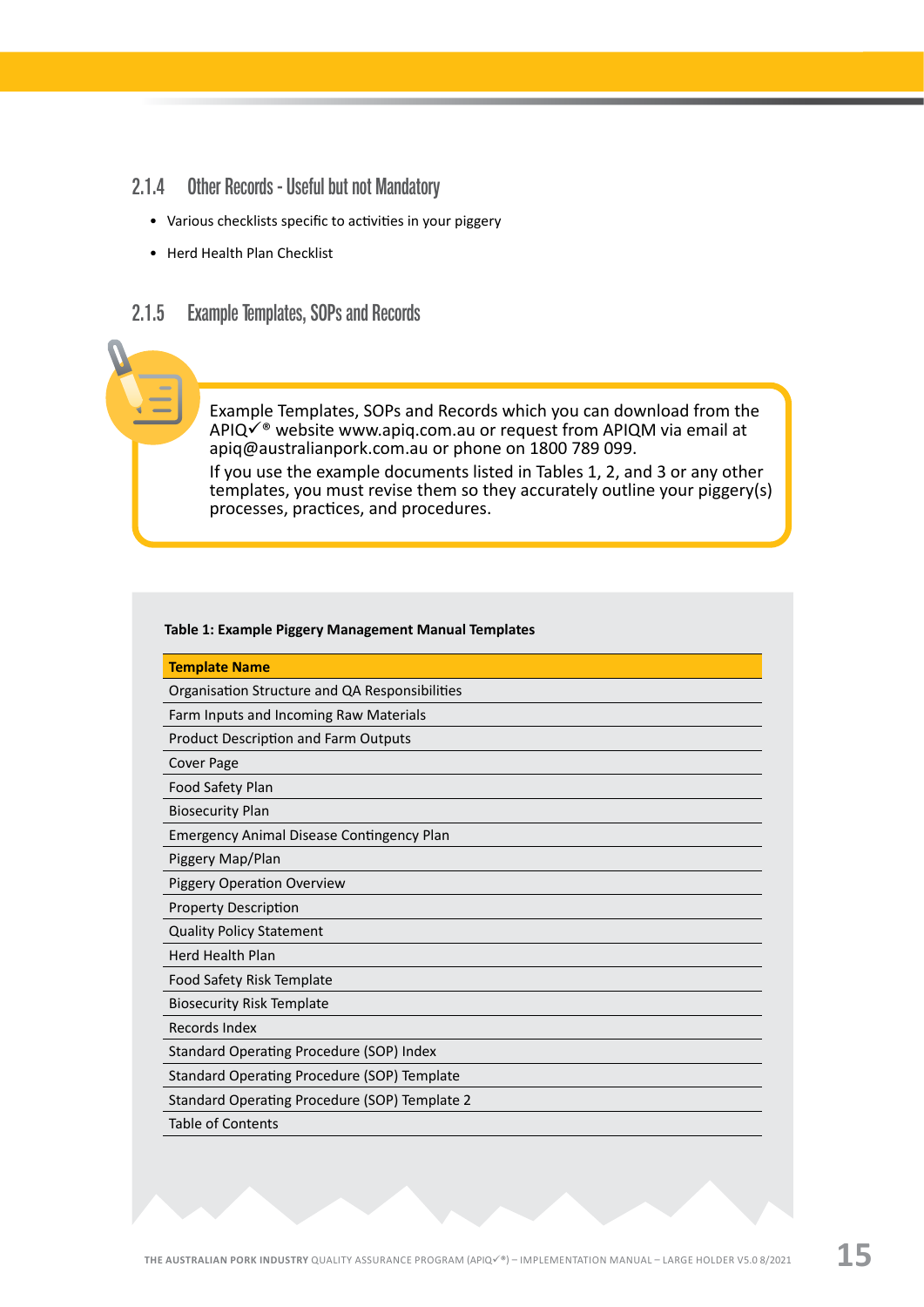### 2.1.4 Other Records - Useful but not Mandatory

- Various checklists specific to activities in your piggery
- Herd Health Plan Checklist

### 2.1.5 Example Templates, SOPs and Records

Example Templates, SOPs and Records which you can download from the APIQ✓® website www.apiq.com.au or request from APIQM via email at apiq@australianpork.com.au or phone on 1800 789 099.

If you use the example documents listed in Tables 1, 2, and 3 or any other templates, you must revise them so they accurately outline your piggery(s) processes, practices, and procedures.

**Table 1: Example Piggery Management Manual Templates**

| Template Name |
|---|
| Organisation Structure and QA Responsibilities |
| Farm Inputs and Incoming Raw Materials |
| Product Description and Farm Outputs |
| Cover Page |
| Food Safety Plan |
| Biosecurity Plan |
| Emergency Animal Disease Contingency Plan |
| Piggery Map/Plan |
| Piggery Operation Overview |
| Property Description |
| Quality Policy Statement |
| Herd Health Plan |
| Food Safety Risk Template |
| Biosecurity Risk Template |
| Records Index |
| Standard Operating Procedure (SOP) Index |
| Standard Operating Procedure (SOP) Template |
| Standard Operating Procedure (SOP) Template 2 |
| Table of Contents |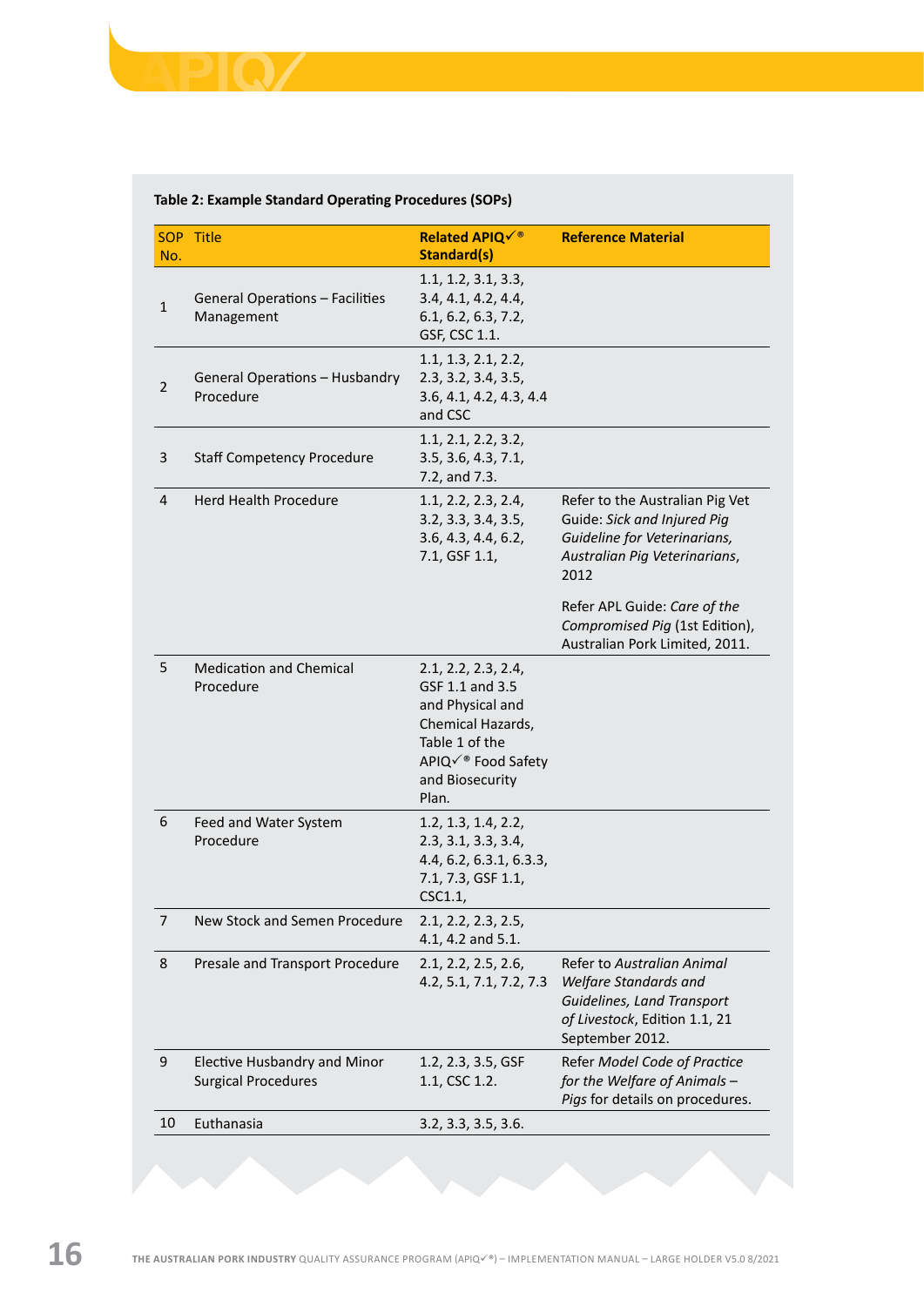**Table 2: Example Standard Operating Procedures (SOPs)**

| SOP No. | Title | Related APIQ✓® Standard(s) | Reference Material |
|---|---|---|---|
| 1 | General Operations – Facilities Management | 1.1, 1.2, 3.1, 3.3, 3.4, 4.1, 4.2, 4.4, 6.1, 6.2, 6.3, 7.2, GSF, CSC 1.1. | |
| 2 | General Operations – Husbandry Procedure | 1.1, 1.3, 2.1, 2.2, 2.3, 3.2, 3.4, 3.5, 3.6, 4.1, 4.2, 4.3, 4.4 and CSC | |
| 3 | Staff Competency Procedure | 1.1, 2.1, 2.2, 3.2, 3.5, 3.6, 4.3, 7.1, 7.2, and 7.3. | |
| 4 | Herd Health Procedure | 1.1, 2.2, 2.3, 2.4, 3.2, 3.3, 3.4, 3.5, 3.6, 4.3, 4.4, 6.2, 7.1, GSF 1.1, | Refer to the Australian Pig Vet Guide: *Sick and Injured Pig Guideline for Veterinarians, Australian Pig Veterinarians*, 2012<br><br>Refer APL Guide: *Care of the Compromised Pig* (1st Edition), Australian Pork Limited, 2011. |
| 5 | Medication and Chemical Procedure | 2.1, 2.2, 2.3, 2.4, GSF 1.1 and 3.5 and Physical and Chemical Hazards, Table 1 of the APIQ✓® Food Safety and Biosecurity Plan. | |
| 6 | Feed and Water System Procedure | 1.2, 1.3, 1.4, 2.2, 2.3, 3.1, 3.3, 3.4, 4.4, 6.2, 6.3.1, 6.3.3, 7.1, 7.3, GSF 1.1, CSC1.1, | |
| 7 | New Stock and Semen Procedure | 2.1, 2.2, 2.3, 2.5, 4.1, 4.2 and 5.1. | |
| 8 | Presale and Transport Procedure | 2.1, 2.2, 2.5, 2.6, 4.2, 5.1, 7.1, 7.2, 7.3 | Refer to *Australian Animal Welfare Standards and Guidelines, Land Transport of Livestock*, Edition 1.1, 21 September 2012. |
| 9 | Elective Husbandry and Minor Surgical Procedures | 1.2, 2.3, 3.5, GSF 1.1, CSC 1.2. | Refer *Model Code of Practice for the Welfare of Animals – Pigs* for details on procedures. |
| 10 | Euthanasia | 3.2, 3.3, 3.5, 3.6. | |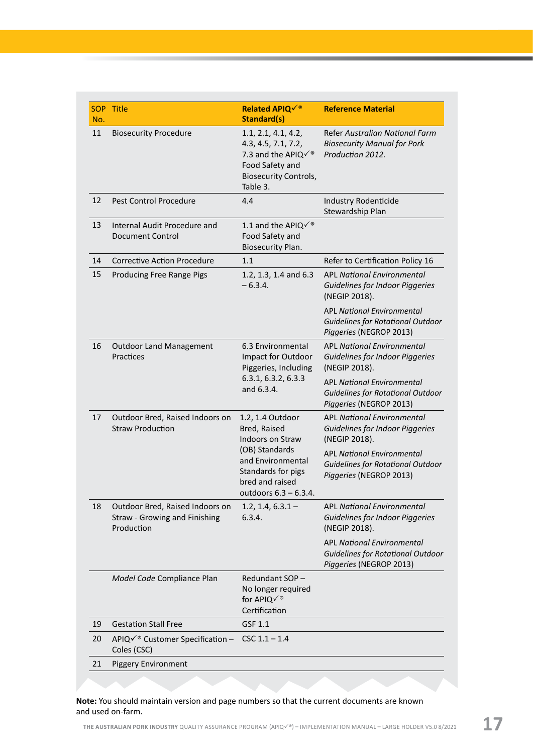| SOP No. | Title | Related APIQ✓® Standard(s) | Reference Material |
|---|---|---|---|
| 11 | Biosecurity Procedure | 1.1, 2.1, 4.1, 4.2, 4.3, 4.5, 7.1, 7.2, 7.3 and the APIQ✓® Food Safety and Biosecurity Controls, Table 3. | Refer *Australian National Farm Biosecurity Manual for Pork Production 2012.* |
| 12 | Pest Control Procedure | 4.4 | Industry Rodenticide Stewardship Plan |
| 13 | Internal Audit Procedure and Document Control | 1.1 and the APIQ✓® Food Safety and Biosecurity Plan. | |
| 14 | Corrective Action Procedure | 1.1 | Refer to Certification Policy 16 |
| 15 | Producing Free Range Pigs | 1.2, 1.3, 1.4 and 6.3 – 6.3.4. | APL *National Environmental Guidelines for Indoor Piggeries* (NEGIP 2018).<br><br>APL *National Environmental Guidelines for Rotational Outdoor Piggeries* (NEGROP 2013) |
| 16 | Outdoor Land Management Practices | 6.3 Environmental Impact for Outdoor Piggeries, Including 6.3.1, 6.3.2, 6.3.3 and 6.3.4. | APL *National Environmental Guidelines for Indoor Piggeries* (NEGIP 2018).<br><br>APL *National Environmental Guidelines for Rotational Outdoor Piggeries* (NEGROP 2013) |
| 17 | Outdoor Bred, Raised Indoors on Straw Production | 1.2, 1.4 Outdoor Bred, Raised Indoors on Straw (OB) Standards and Environmental Standards for pigs bred and raised outdoors 6.3 – 6.3.4. | APL *National Environmental Guidelines for Indoor Piggeries* (NEGIP 2018).<br><br>APL *National Environmental Guidelines for Rotational Outdoor Piggeries* (NEGROP 2013) |
| 18 | Outdoor Bred, Raised Indoors on Straw - Growing and Finishing Production | 1.2, 1.4, 6.3.1 – 6.3.4. | APL *National Environmental Guidelines for Indoor Piggeries* (NEGIP 2018).<br><br>APL *National Environmental Guidelines for Rotational Outdoor Piggeries* (NEGROP 2013) |
| | *Model Code* Compliance Plan | Redundant SOP – No longer required for APIQ✓® Certification | |
| 19 | Gestation Stall Free | GSF 1.1 | |
| 20 | APIQ✓® Customer Specification – Coles (CSC) | CSC 1.1 – 1.4 | |
| 21 | Piggery Environment | | |

**Note:** You should maintain version and page numbers so that the current documents are known and used on-farm.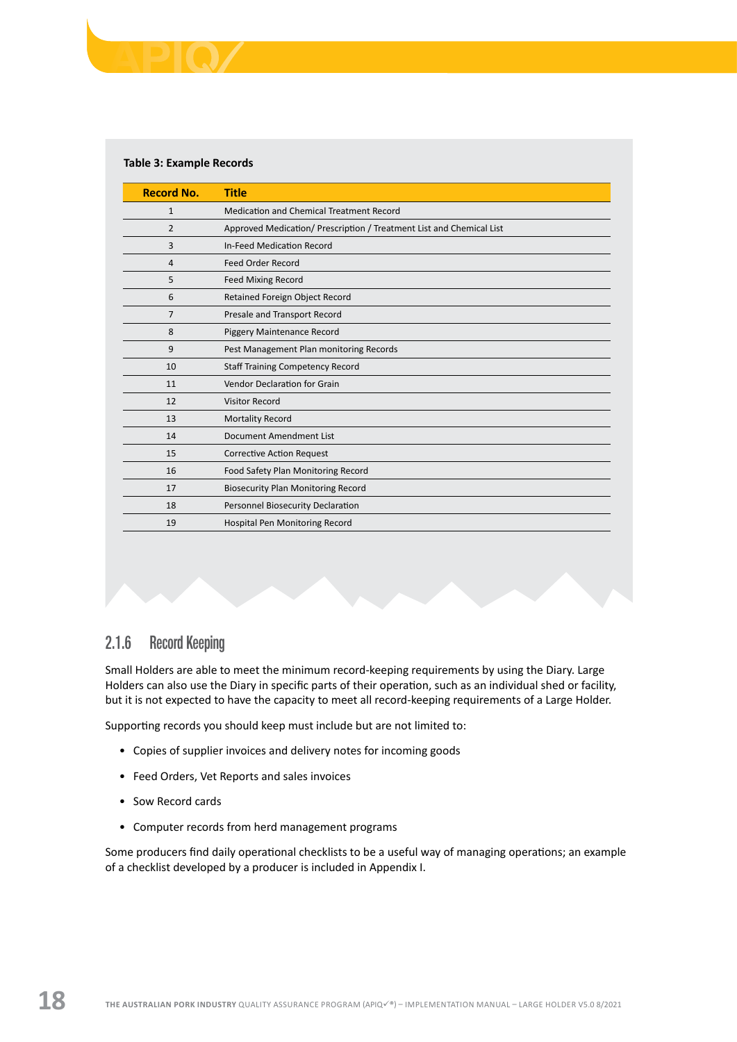**Table 3: Example Records**

| Record No. | Title |
|---|---|
| 1 | Medication and Chemical Treatment Record |
| 2 | Approved Medication/ Prescription / Treatment List and Chemical List |
| 3 | In-Feed Medication Record |
| 4 | Feed Order Record |
| 5 | Feed Mixing Record |
| 6 | Retained Foreign Object Record |
| 7 | Presale and Transport Record |
| 8 | Piggery Maintenance Record |
| 9 | Pest Management Plan monitoring Records |
| 10 | Staff Training Competency Record |
| 11 | Vendor Declaration for Grain |
| 12 | Visitor Record |
| 13 | Mortality Record |
| 14 | Document Amendment List |
| 15 | Corrective Action Request |
| 16 | Food Safety Plan Monitoring Record |
| 17 | Biosecurity Plan Monitoring Record |
| 18 | Personnel Biosecurity Declaration |
| 19 | Hospital Pen Monitoring Record |

### 2.1.6 Record Keeping

Small Holders are able to meet the minimum record-keeping requirements by using the Diary. Large Holders can also use the Diary in specific parts of their operation, such as an individual shed or facility, but it is not expected to have the capacity to meet all record-keeping requirements of a Large Holder.

Supporting records you should keep must include but are not limited to:

- Copies of supplier invoices and delivery notes for incoming goods
- Feed Orders, Vet Reports and sales invoices
- Sow Record cards
- Computer records from herd management programs

Some producers find daily operational checklists to be a useful way of managing operations; an example of a checklist developed by a producer is included in Appendix I.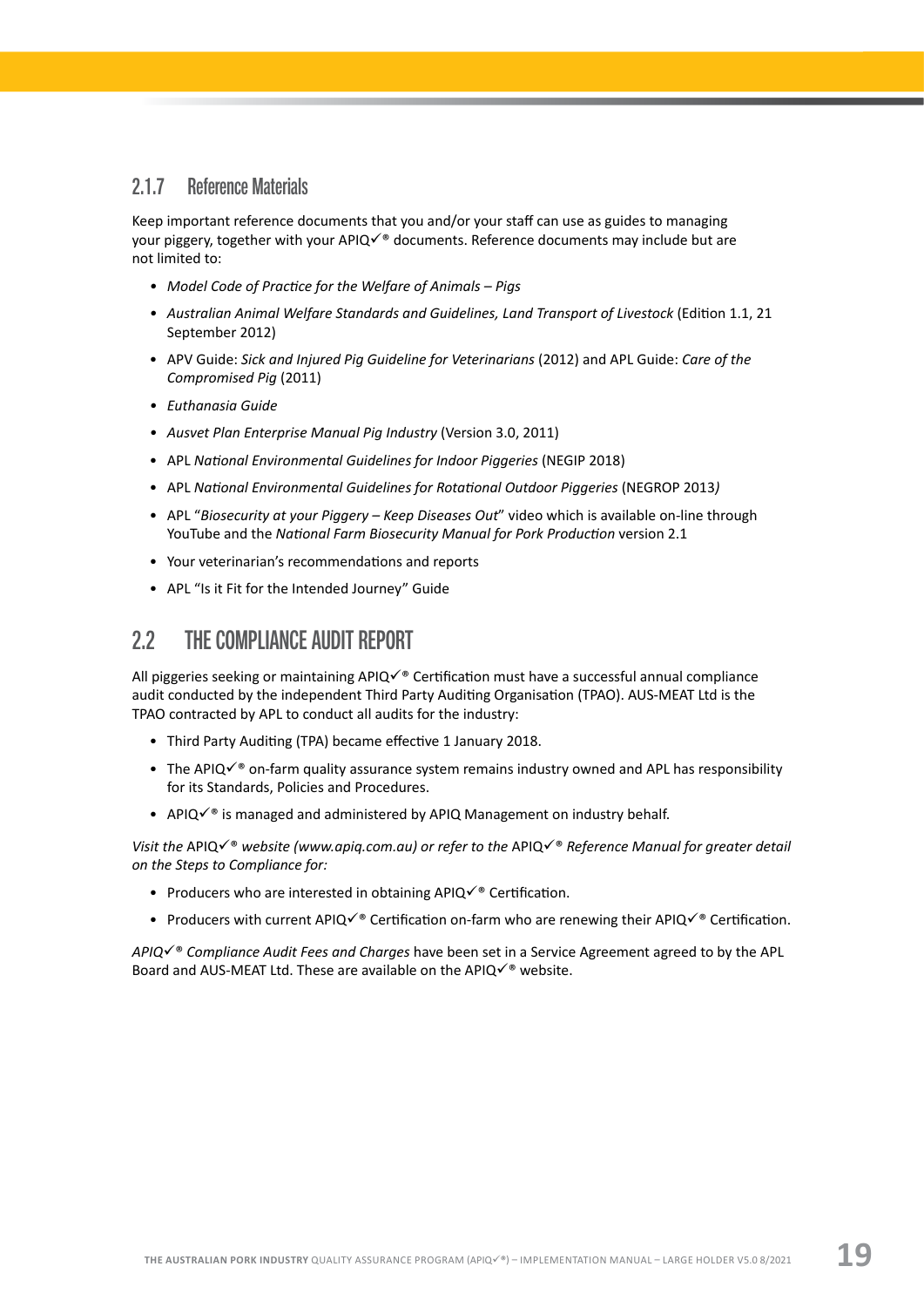### 2.1.7 Reference Materials

Keep important reference documents that you and/or your staff can use as guides to managing your piggery, together with your APIQ✓® documents. Reference documents may include but are not limited to:

- *Model Code of Practice for the Welfare of Animals – Pigs*
- *Australian Animal Welfare Standards and Guidelines, Land Transport of Livestock* (Edition 1.1, 21 September 2012)
- APV Guide: *Sick and Injured Pig Guideline for Veterinarians* (2012) and APL Guide: *Care of the Compromised Pig* (2011)
- *Euthanasia Guide*
- *Ausvet Plan Enterprise Manual Pig Industry* (Version 3.0, 2011)
- APL *National Environmental Guidelines for Indoor Piggeries* (NEGIP 2018)
- APL *National Environmental Guidelines for Rotational Outdoor Piggeries* (NEGROP 2013*)*
- APL "*Biosecurity at your Piggery – Keep Diseases Out*" video which is available on-line through YouTube and the *National Farm Biosecurity Manual for Pork Production* version 2.1
- Your veterinarian's recommendations and reports
- APL "Is it Fit for the Intended Journey" Guide

## 2.2 THE COMPLIANCE AUDIT REPORT

All piggeries seeking or maintaining APIQ✓® Certification must have a successful annual compliance audit conducted by the independent Third Party Auditing Organisation (TPAO). AUS-MEAT Ltd is the TPAO contracted by APL to conduct all audits for the industry:

- Third Party Auditing (TPA) became effective 1 January 2018.
- The APIQ✓® on-farm quality assurance system remains industry owned and APL has responsibility for its Standards, Policies and Procedures.
- APIQ✓® is managed and administered by APIQ Management on industry behalf.

*Visit the* APIQ✓® *website (www.apiq.com.au) or refer to the* APIQ✓® *Reference Manual for greater detail on the Steps to Compliance for:*

- Producers who are interested in obtaining APIQ✓® Certification.
- Producers with current APIQ✓® Certification on-farm who are renewing their APIQ✓® Certification.

*APIQ✓® Compliance Audit Fees and Charges* have been set in a Service Agreement agreed to by the APL Board and AUS-MEAT Ltd. These are available on the APIQ✓® website.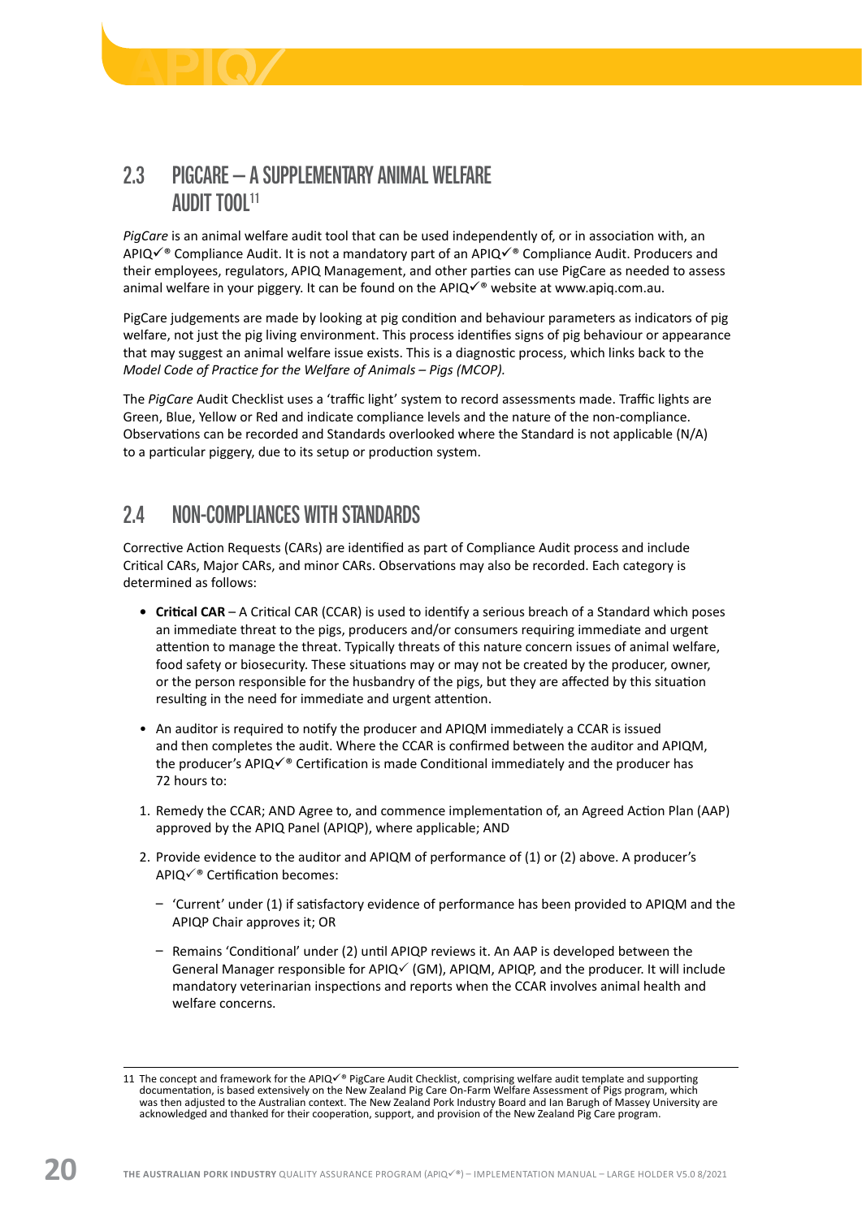## 2.3 PIGCARE – A SUPPLEMENTARY ANIMAL WELFARE AUDIT TOOL[11]

*PigCare* is an animal welfare audit tool that can be used independently of, or in association with, an APIQ✓® Compliance Audit. It is not a mandatory part of an APIQ✓® Compliance Audit. Producers and their employees, regulators, APIQ Management, and other parties can use PigCare as needed to assess animal welfare in your piggery. It can be found on the APIQ✓® website at www.apiq.com.au.

PigCare judgements are made by looking at pig condition and behaviour parameters as indicators of pig welfare, not just the pig living environment. This process identifies signs of pig behaviour or appearance that may suggest an animal welfare issue exists. This is a diagnostic process, which links back to the *Model Code of Practice for the Welfare of Animals – Pigs (MCOP).*

The *PigCare* Audit Checklist uses a 'traffic light' system to record assessments made. Traffic lights are Green, Blue, Yellow or Red and indicate compliance levels and the nature of the non-compliance. Observations can be recorded and Standards overlooked where the Standard is not applicable (N/A) to a particular piggery, due to its setup or production system.

## 2.4 NON-COMPLIANCES WITH STANDARDS

Corrective Action Requests (CARs) are identified as part of Compliance Audit process and include Critical CARs, Major CARs, and minor CARs. Observations may also be recorded. Each category is determined as follows:

- **Critical CAR** – A Critical CAR (CCAR) is used to identify a serious breach of a Standard which poses an immediate threat to the pigs, producers and/or consumers requiring immediate and urgent attention to manage the threat. Typically threats of this nature concern issues of animal welfare, food safety or biosecurity. These situations may or may not be created by the producer, owner, or the person responsible for the husbandry of the pigs, but they are affected by this situation resulting in the need for immediate and urgent attention.
- An auditor is required to notify the producer and APIQM immediately a CCAR is issued and then completes the audit. Where the CCAR is confirmed between the auditor and APIQM, the producer's APIQ✓® Certification is made Conditional immediately and the producer has 72 hours to:

1. Remedy the CCAR; AND Agree to, and commence implementation of, an Agreed Action Plan (AAP) approved by the APIQ Panel (APIQP), where applicable; AND
2. Provide evidence to the auditor and APIQM of performance of (1) or (2) above. A producer's APIQ✓® Certification becomes:
   - 'Current' under (1) if satisfactory evidence of performance has been provided to APIQM and the APIQP Chair approves it; OR
   - Remains 'Conditional' under (2) until APIQP reviews it. An AAP is developed between the General Manager responsible for APIQ✓ (GM), APIQM, APIQP, and the producer. It will include mandatory veterinarian inspections and reports when the CCAR involves animal health and welfare concerns.

---

11 The concept and framework for the APIQ✓® PigCare Audit Checklist, comprising welfare audit template and supporting documentation, is based extensively on the New Zealand Pig Care On-Farm Welfare Assessment of Pigs program, which was then adjusted to the Australian context. The New Zealand Pork Industry Board and Ian Barugh of Massey University are acknowledged and thanked for their cooperation, support, and provision of the New Zealand Pig Care program.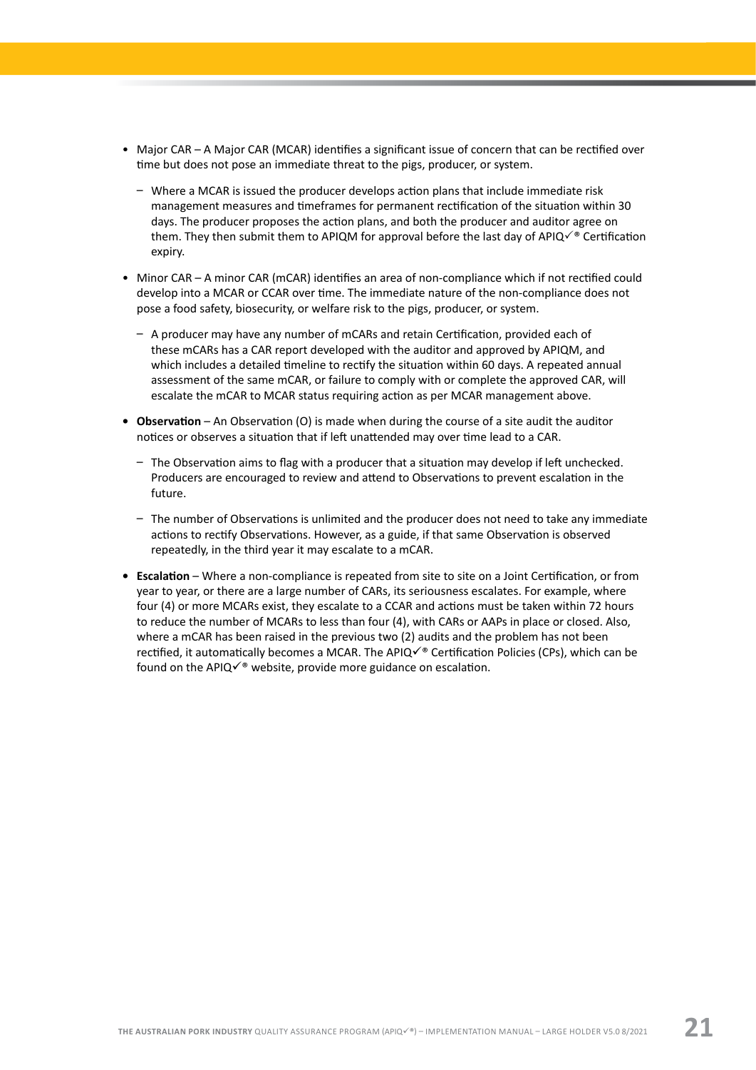- Major CAR – A Major CAR (MCAR) identifies a significant issue of concern that can be rectified over time but does not pose an immediate threat to the pigs, producer, or system.
  - Where a MCAR is issued the producer develops action plans that include immediate risk management measures and timeframes for permanent rectification of the situation within 30 days. The producer proposes the action plans, and both the producer and auditor agree on them. They then submit them to APIQM for approval before the last day of APIQ✓® Certification expiry.
- Minor CAR – A minor CAR (mCAR) identifies an area of non-compliance which if not rectified could develop into a MCAR or CCAR over time. The immediate nature of the non-compliance does not pose a food safety, biosecurity, or welfare risk to the pigs, producer, or system.
  - A producer may have any number of mCARs and retain Certification, provided each of these mCARs has a CAR report developed with the auditor and approved by APIQM, and which includes a detailed timeline to rectify the situation within 60 days. A repeated annual assessment of the same mCAR, or failure to comply with or complete the approved CAR, will escalate the mCAR to MCAR status requiring action as per MCAR management above.
- **Observation** – An Observation (O) is made when during the course of a site audit the auditor notices or observes a situation that if left unattended may over time lead to a CAR.
  - The Observation aims to flag with a producer that a situation may develop if left unchecked. Producers are encouraged to review and attend to Observations to prevent escalation in the future.
  - The number of Observations is unlimited and the producer does not need to take any immediate actions to rectify Observations. However, as a guide, if that same Observation is observed repeatedly, in the third year it may escalate to a mCAR.
- **Escalation** – Where a non-compliance is repeated from site to site on a Joint Certification, or from year to year, or there are a large number of CARs, its seriousness escalates. For example, where four (4) or more MCARs exist, they escalate to a CCAR and actions must be taken within 72 hours to reduce the number of MCARs to less than four (4), with CARs or AAPs in place or closed. Also, where a mCAR has been raised in the previous two (2) audits and the problem has not been rectified, it automatically becomes a MCAR. The APIQ✓® Certification Policies (CPs), which can be found on the APIQ✓® website, provide more guidance on escalation.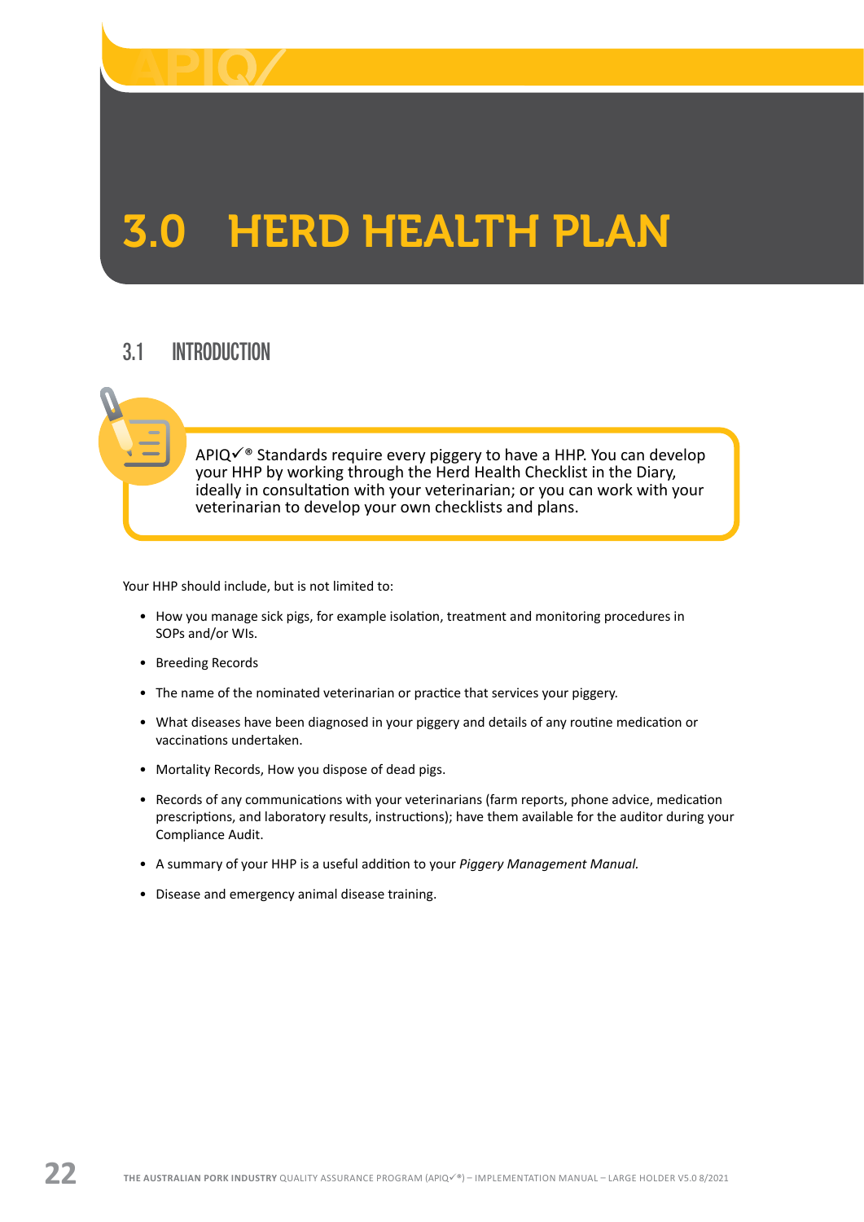# 3.0 HERD HEALTH PLAN

## 3.1 INTRODUCTION

APIQ✓® Standards require every piggery to have a HHP. You can develop your HHP by working through the Herd Health Checklist in the Diary, ideally in consultation with your veterinarian; or you can work with your veterinarian to develop your own checklists and plans.

Your HHP should include, but is not limited to:

- How you manage sick pigs, for example isolation, treatment and monitoring procedures in SOPs and/or WIs.
- Breeding Records
- The name of the nominated veterinarian or practice that services your piggery.
- What diseases have been diagnosed in your piggery and details of any routine medication or vaccinations undertaken.
- Mortality Records, How you dispose of dead pigs.
- Records of any communications with your veterinarians (farm reports, phone advice, medication prescriptions, and laboratory results, instructions); have them available for the auditor during your Compliance Audit.
- A summary of your HHP is a useful addition to your *Piggery Management Manual.*
- Disease and emergency animal disease training.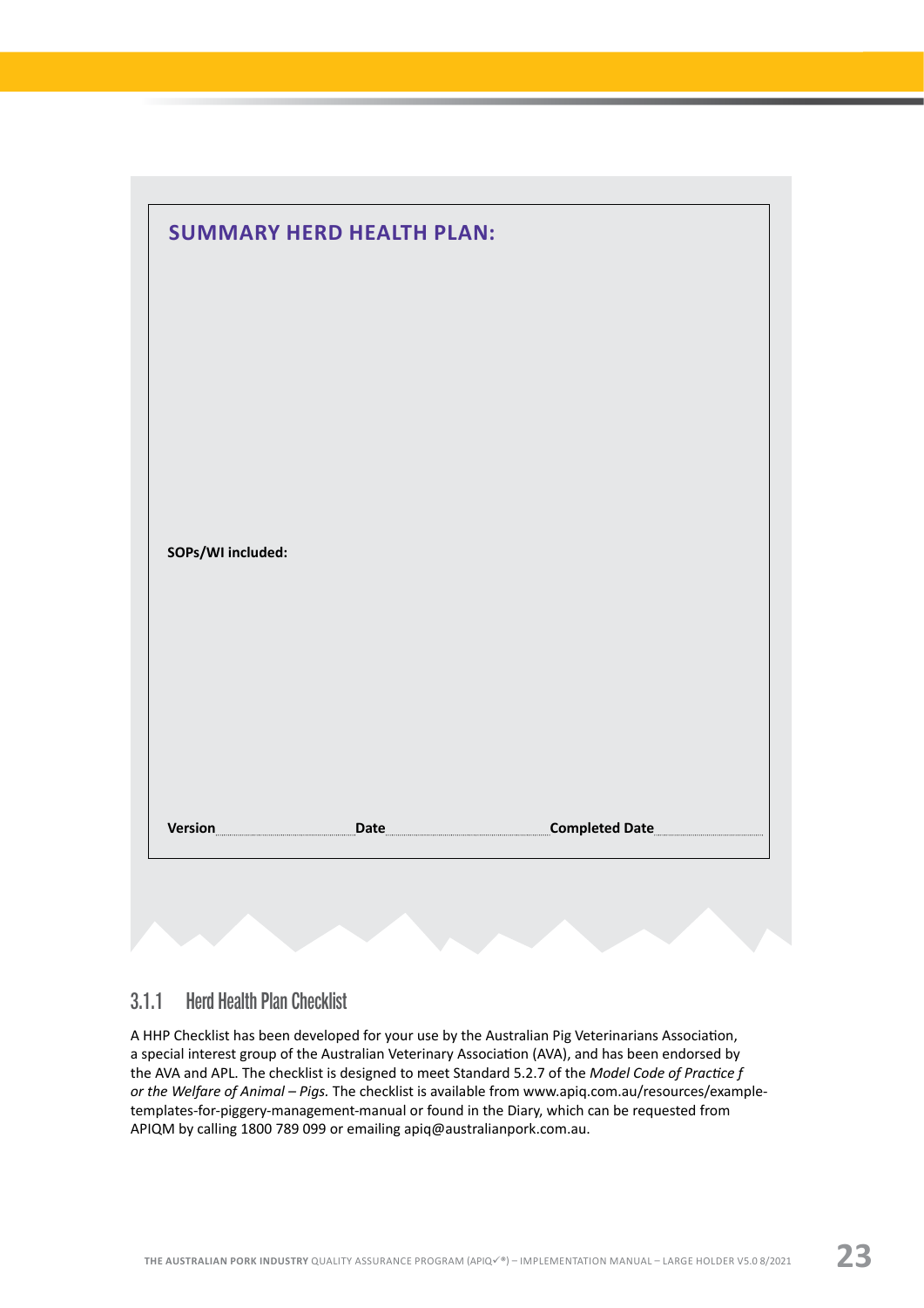**SUMMARY HERD HEALTH PLAN:**

**SOPs/WI included:**

**Version** ............................ **Date** ............................ **Completed Date** ............................

### 3.1.1 Herd Health Plan Checklist

A HHP Checklist has been developed for your use by the Australian Pig Veterinarians Association, a special interest group of the Australian Veterinary Association (AVA), and has been endorsed by the AVA and APL. The checklist is designed to meet Standard 5.2.7 of the *Model Code of Practice f or the Welfare of Animal – Pigs.* The checklist is available from www.apiq.com.au/resources/example-templates-for-piggery-management-manual or found in the Diary, which can be requested from APIQM by calling 1800 789 099 or emailing apiq@australianpork.com.au.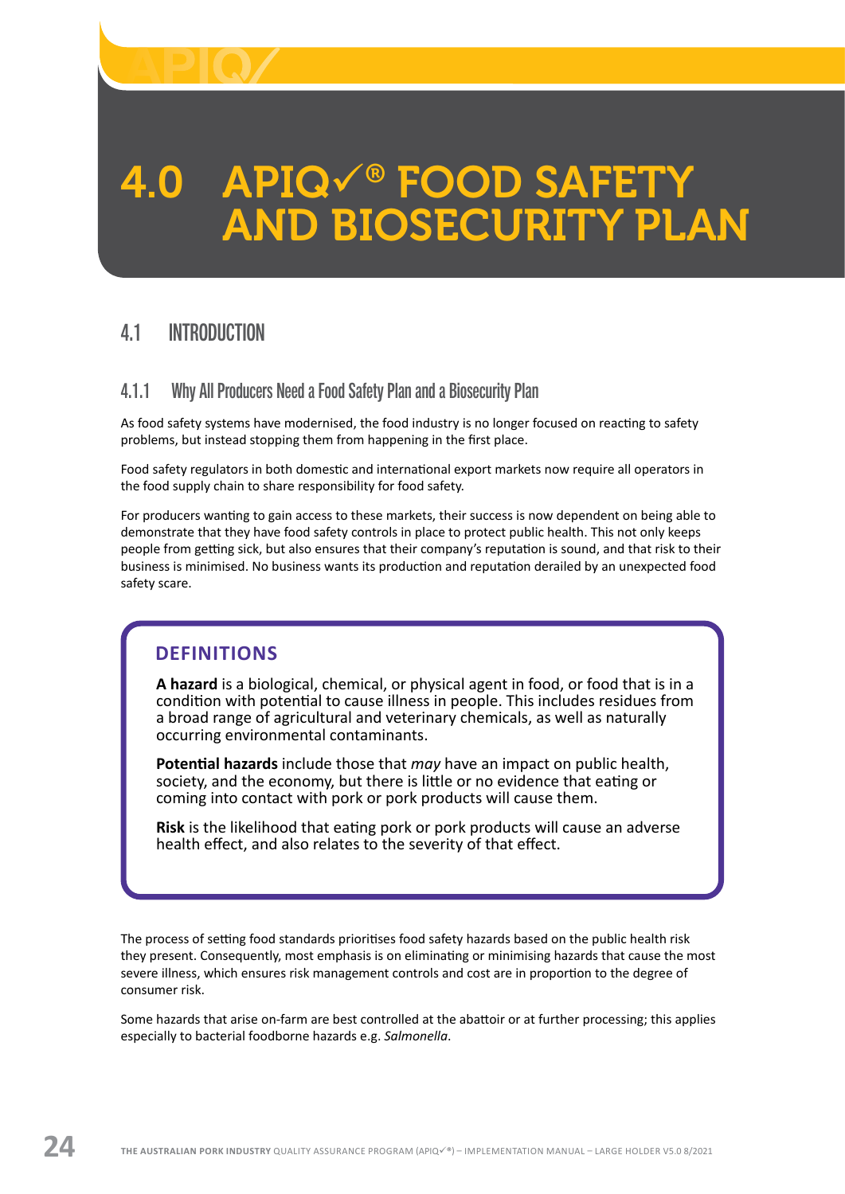# 4.0 APIQ✓® FOOD SAFETY AND BIOSECURITY PLAN

## 4.1 INTRODUCTION

### 4.1.1 Why All Producers Need a Food Safety Plan and a Biosecurity Plan

As food safety systems have modernised, the food industry is no longer focused on reacting to safety problems, but instead stopping them from happening in the first place.

Food safety regulators in both domestic and international export markets now require all operators in the food supply chain to share responsibility for food safety.

For producers wanting to gain access to these markets, their success is now dependent on being able to demonstrate that they have food safety controls in place to protect public health. This not only keeps people from getting sick, but also ensures that their company's reputation is sound, and that risk to their business is minimised. No business wants its production and reputation derailed by an unexpected food safety scare.

> **DEFINITIONS**
>
> **A hazard** is a biological, chemical, or physical agent in food, or food that is in a condition with potential to cause illness in people. This includes residues from a broad range of agricultural and veterinary chemicals, as well as naturally occurring environmental contaminants.
>
> **Potential hazards** include those that *may* have an impact on public health, society, and the economy, but there is little or no evidence that eating or coming into contact with pork or pork products will cause them.
>
> **Risk** is the likelihood that eating pork or pork products will cause an adverse health effect, and also relates to the severity of that effect.

The process of setting food standards prioritises food safety hazards based on the public health risk they present. Consequently, most emphasis is on eliminating or minimising hazards that cause the most severe illness, which ensures risk management controls and cost are in proportion to the degree of consumer risk.

Some hazards that arise on-farm are best controlled at the abattoir or at further processing; this applies especially to bacterial foodborne hazards e.g. *Salmonella*.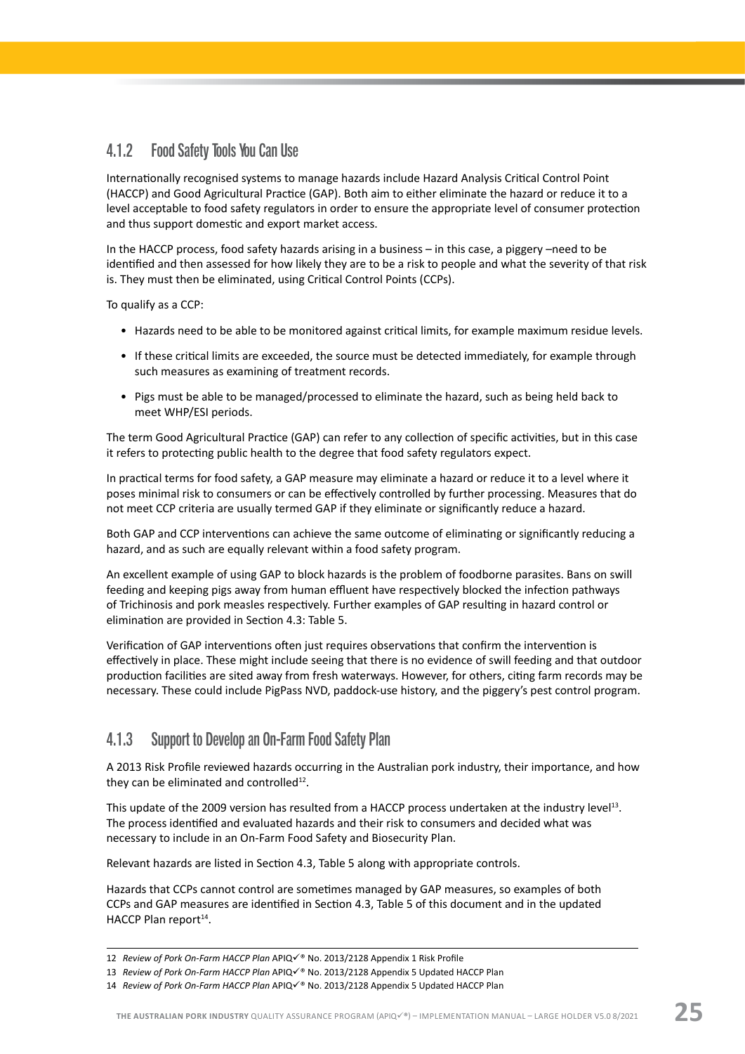### 4.1.2 Food Safety Tools You Can Use

Internationally recognised systems to manage hazards include Hazard Analysis Critical Control Point (HACCP) and Good Agricultural Practice (GAP). Both aim to either eliminate the hazard or reduce it to a level acceptable to food safety regulators in order to ensure the appropriate level of consumer protection and thus support domestic and export market access.

In the HACCP process, food safety hazards arising in a business – in this case, a piggery –need to be identified and then assessed for how likely they are to be a risk to people and what the severity of that risk is. They must then be eliminated, using Critical Control Points (CCPs).

To qualify as a CCP:

- Hazards need to be able to be monitored against critical limits, for example maximum residue levels.
- If these critical limits are exceeded, the source must be detected immediately, for example through such measures as examining of treatment records.
- Pigs must be able to be managed/processed to eliminate the hazard, such as being held back to meet WHP/ESI periods.

The term Good Agricultural Practice (GAP) can refer to any collection of specific activities, but in this case it refers to protecting public health to the degree that food safety regulators expect.

In practical terms for food safety, a GAP measure may eliminate a hazard or reduce it to a level where it poses minimal risk to consumers or can be effectively controlled by further processing. Measures that do not meet CCP criteria are usually termed GAP if they eliminate or significantly reduce a hazard.

Both GAP and CCP interventions can achieve the same outcome of eliminating or significantly reducing a hazard, and as such are equally relevant within a food safety program.

An excellent example of using GAP to block hazards is the problem of foodborne parasites. Bans on swill feeding and keeping pigs away from human effluent have respectively blocked the infection pathways of Trichinosis and pork measles respectively. Further examples of GAP resulting in hazard control or elimination are provided in Section 4.3: Table 5.

Verification of GAP interventions often just requires observations that confirm the intervention is effectively in place. These might include seeing that there is no evidence of swill feeding and that outdoor production facilities are sited away from fresh waterways. However, for others, citing farm records may be necessary. These could include PigPass NVD, paddock-use history, and the piggery's pest control program.

### 4.1.3 Support to Develop an On-Farm Food Safety Plan

A 2013 Risk Profile reviewed hazards occurring in the Australian pork industry, their importance, and how they can be eliminated and controlled[12].

This update of the 2009 version has resulted from a HACCP process undertaken at the industry level[13]. The process identified and evaluated hazards and their risk to consumers and decided what was necessary to include in an On-Farm Food Safety and Biosecurity Plan.

Relevant hazards are listed in Section 4.3, Table 5 along with appropriate controls.

Hazards that CCPs cannot control are sometimes managed by GAP measures, so examples of both CCPs and GAP measures are identified in Section 4.3, Table 5 of this document and in the updated HACCP Plan report[14].

---

12 *Review of Pork On-Farm HACCP Plan* APIQ✓® No. 2013/2128 Appendix 1 Risk Profile

13 *Review of Pork On-Farm HACCP Plan* APIQ✓® No. 2013/2128 Appendix 5 Updated HACCP Plan

14 *Review of Pork On-Farm HACCP Plan* APIQ✓® No. 2013/2128 Appendix 5 Updated HACCP Plan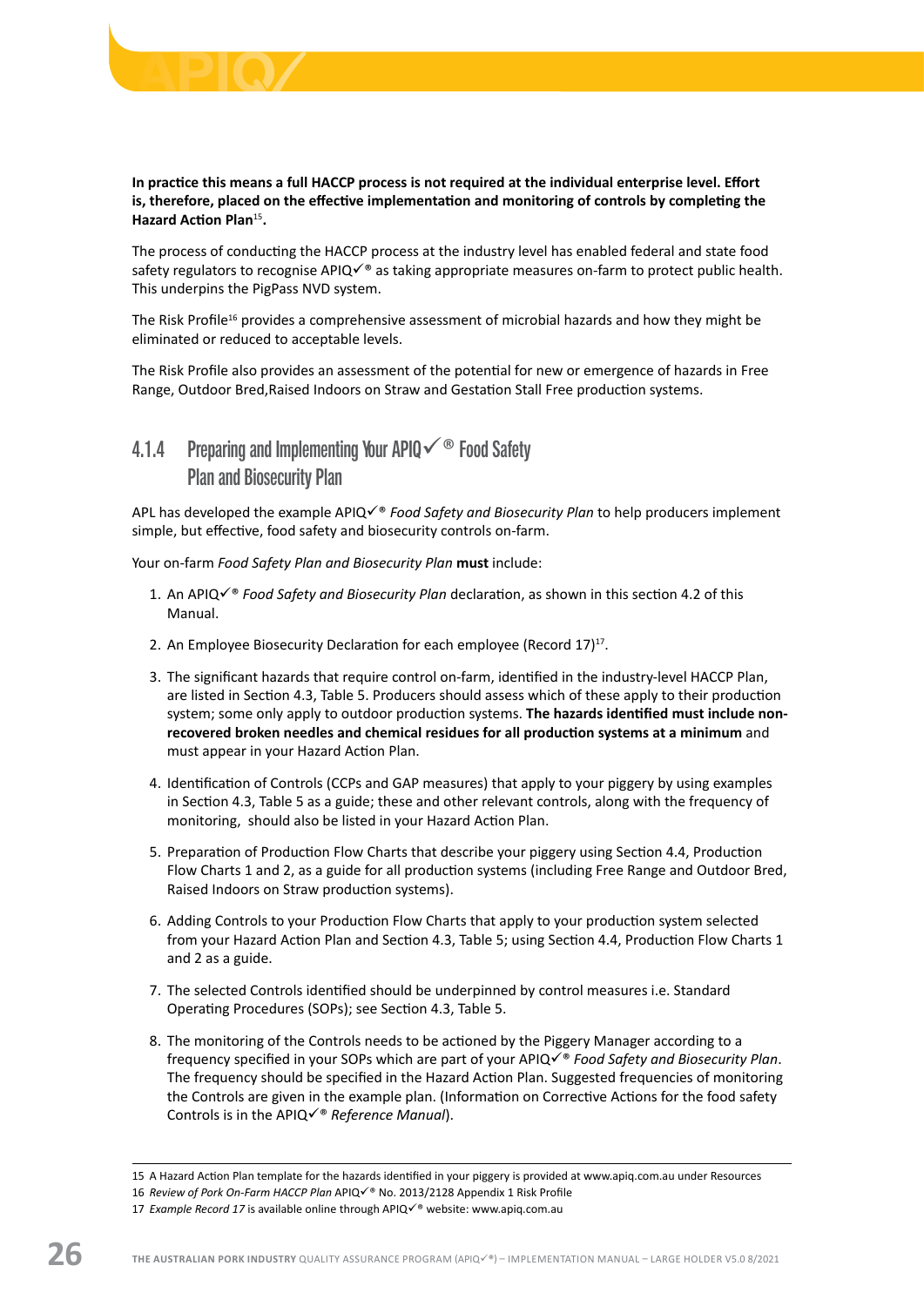**In practice this means a full HACCP process is not required at the individual enterprise level. Effort is, therefore, placed on the effective implementation and monitoring of controls by completing the Hazard Action Plan[15].**

The process of conducting the HACCP process at the industry level has enabled federal and state food safety regulators to recognise APIQ✓® as taking appropriate measures on-farm to protect public health. This underpins the PigPass NVD system.

The Risk Profile[16] provides a comprehensive assessment of microbial hazards and how they might be eliminated or reduced to acceptable levels.

The Risk Profile also provides an assessment of the potential for new or emergence of hazards in Free Range, Outdoor Bred,Raised Indoors on Straw and Gestation Stall Free production systems.

### 4.1.4 Preparing and Implementing Your APIQ✓® Food Safety Plan and Biosecurity Plan

APL has developed the example APIQ✓® *Food Safety and Biosecurity Plan* to help producers implement simple, but effective, food safety and biosecurity controls on-farm.

Your on-farm *Food Safety Plan and Biosecurity Plan* **must** include:

1. An APIQ✓® *Food Safety and Biosecurity Plan* declaration, as shown in this section 4.2 of this Manual.
2. An Employee Biosecurity Declaration for each employee (Record 17)[17].
3. The significant hazards that require control on-farm, identified in the industry-level HACCP Plan, are listed in Section 4.3, Table 5. Producers should assess which of these apply to their production system; some only apply to outdoor production systems. **The hazards identified must include non-recovered broken needles and chemical residues for all production systems at a minimum** and must appear in your Hazard Action Plan.
4. Identification of Controls (CCPs and GAP measures) that apply to your piggery by using examples in Section 4.3, Table 5 as a guide; these and other relevant controls, along with the frequency of monitoring, should also be listed in your Hazard Action Plan.
5. Preparation of Production Flow Charts that describe your piggery using Section 4.4, Production Flow Charts 1 and 2, as a guide for all production systems (including Free Range and Outdoor Bred, Raised Indoors on Straw production systems).
6. Adding Controls to your Production Flow Charts that apply to your production system selected from your Hazard Action Plan and Section 4.3, Table 5; using Section 4.4, Production Flow Charts 1 and 2 as a guide.
7. The selected Controls identified should be underpinned by control measures i.e. Standard Operating Procedures (SOPs); see Section 4.3, Table 5.
8. The monitoring of the Controls needs to be actioned by the Piggery Manager according to a frequency specified in your SOPs which are part of your APIQ✓® *Food Safety and Biosecurity Plan*. The frequency should be specified in the Hazard Action Plan. Suggested frequencies of monitoring the Controls are given in the example plan. (Information on Corrective Actions for the food safety Controls is in the APIQ✓® *Reference Manual*).

---

15 A Hazard Action Plan template for the hazards identified in your piggery is provided at www.apiq.com.au under Resources

16 *Review of Pork On-Farm HACCP Plan* APIQ✓® No. 2013/2128 Appendix 1 Risk Profile

17 *Example Record 17* is available online through APIQ✓® website: www.apiq.com.au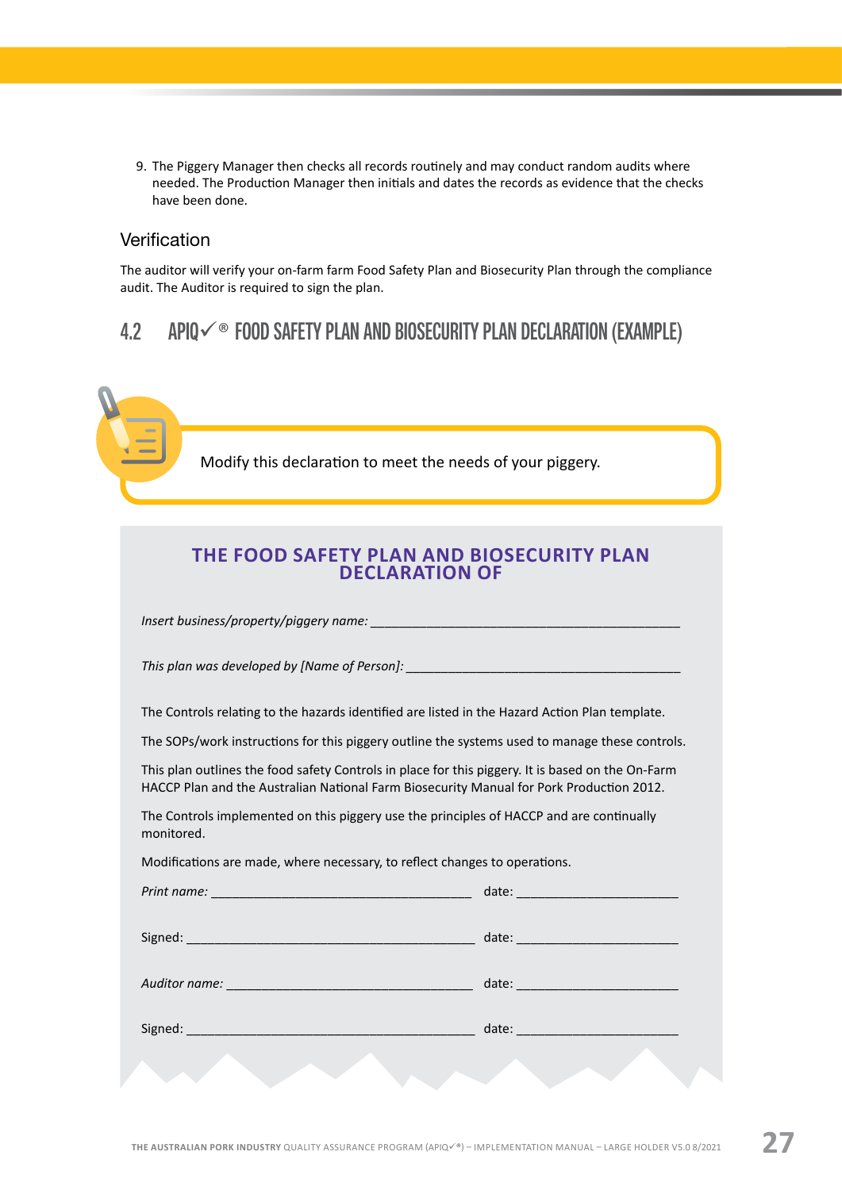9. The Piggery Manager then checks all records routinely and may conduct random audits where needed. The Production Manager then initials and dates the records as evidence that the checks have been done.

### Verification

The auditor will verify your on-farm farm Food Safety Plan and Biosecurity Plan through the compliance audit. The Auditor is required to sign the plan.

## 4.2 APIQ✓® FOOD SAFETY PLAN AND BIOSECURITY PLAN DECLARATION (EXAMPLE)

Modify this declaration to meet the needs of your piggery.

### THE FOOD SAFETY PLAN AND BIOSECURITY PLAN DECLARATION OF

*Insert business/property/piggery name:* ____________________________________________

*This plan was developed by [Name of Person]:* ______________________________________

The Controls relating to the hazards identified are listed in the Hazard Action Plan template.

The SOPs/work instructions for this piggery outline the systems used to manage these controls.

This plan outlines the food safety Controls in place for this piggery. It is based on the On-Farm HACCP Plan and the Australian National Farm Biosecurity Manual for Pork Production 2012.

The Controls implemented on this piggery use the principles of HACCP and are continually monitored.

Modifications are made, where necessary, to reflect changes to operations.

*Print name:* ___________________________________ date: ______________________

Signed: ________________________________________ date: ______________________

*Auditor name:* __________________________________ date: ______________________

Signed: ________________________________________ date: ______________________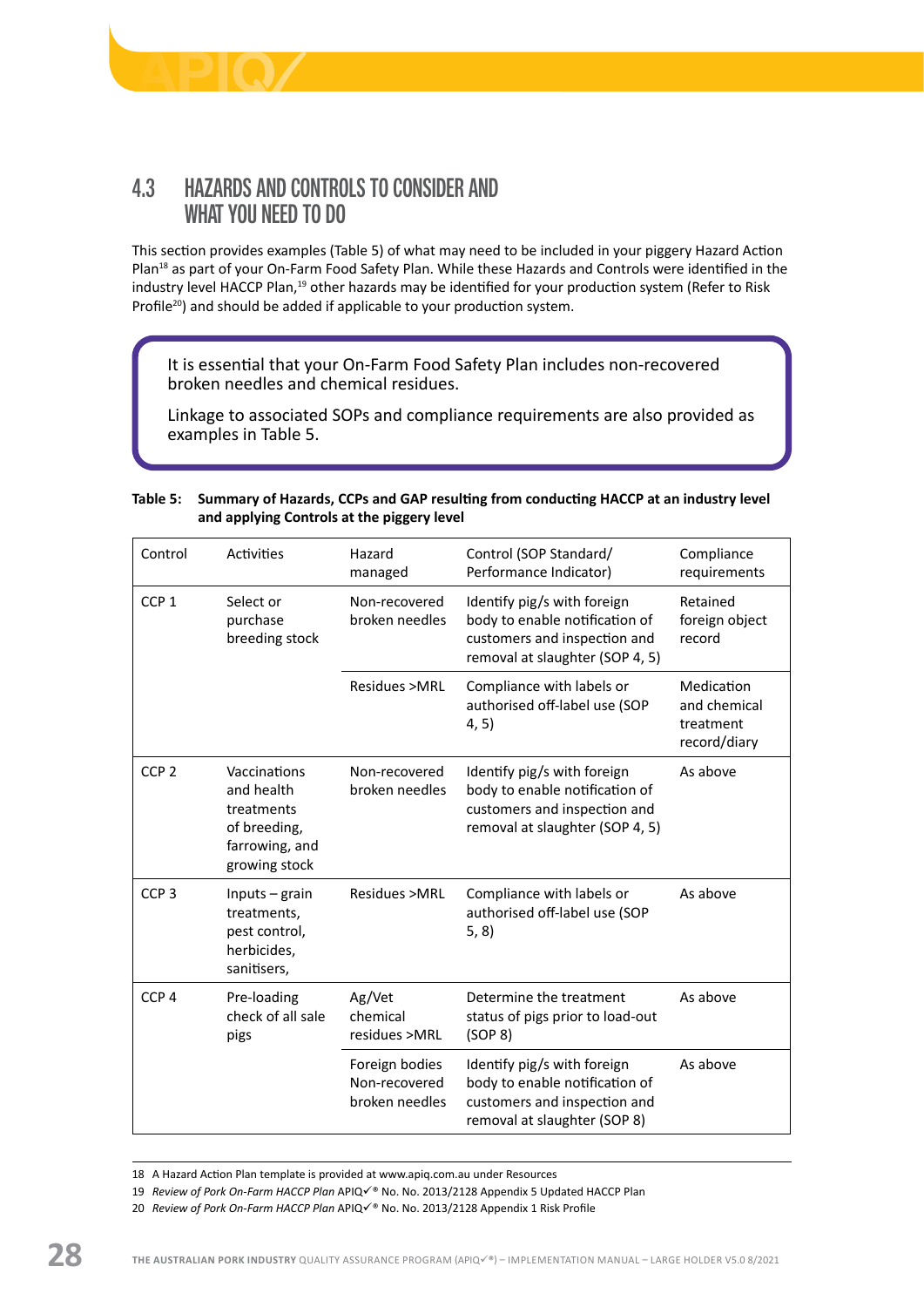## 4.3 HAZARDS AND CONTROLS TO CONSIDER AND WHAT YOU NEED TO DO

This section provides examples (Table 5) of what may need to be included in your piggery Hazard Action Plan[18] as part of your On-Farm Food Safety Plan. While these Hazards and Controls were identified in the industry level HACCP Plan,[19] other hazards may be identified for your production system (Refer to Risk Profile[20]) and should be added if applicable to your production system.

> It is essential that your On-Farm Food Safety Plan includes non-recovered broken needles and chemical residues.
>
> Linkage to associated SOPs and compliance requirements are also provided as examples in Table 5.

**Table 5: Summary of Hazards, CCPs and GAP resulting from conducting HACCP at an industry level and applying Controls at the piggery level**

| Control | Activities | Hazard managed | Control (SOP Standard/ Performance Indicator) | Compliance requirements |
|---|---|---|---|---|
| CCP 1 | Select or purchase breeding stock | Non-recovered broken needles | Identify pig/s with foreign body to enable notification of customers and inspection and removal at slaughter (SOP 4, 5) | Retained foreign object record |
| | | Residues >MRL | Compliance with labels or authorised off-label use (SOP 4, 5) | Medication and chemical treatment record/diary |
| CCP 2 | Vaccinations and health treatments of breeding, farrowing, and growing stock | Non-recovered broken needles | Identify pig/s with foreign body to enable notification of customers and inspection and removal at slaughter (SOP 4, 5) | As above |
| CCP 3 | Inputs – grain treatments, pest control, herbicides, sanitisers, | Residues >MRL | Compliance with labels or authorised off-label use (SOP 5, 8) | As above |
| CCP 4 | Pre-loading check of all sale pigs | Ag/Vet chemical residues >MRL | Determine the treatment status of pigs prior to load-out (SOP 8) | As above |
| | | Foreign bodies Non-recovered broken needles | Identify pig/s with foreign body to enable notification of customers and inspection and removal at slaughter (SOP 8) | As above |

18 A Hazard Action Plan template is provided at www.apiq.com.au under Resources

19 *Review of Pork On-Farm HACCP Plan* APIQ✓® No. No. 2013/2128 Appendix 5 Updated HACCP Plan

20 *Review of Pork On-Farm HACCP Plan* APIQ✓® No. No. 2013/2128 Appendix 1 Risk Profile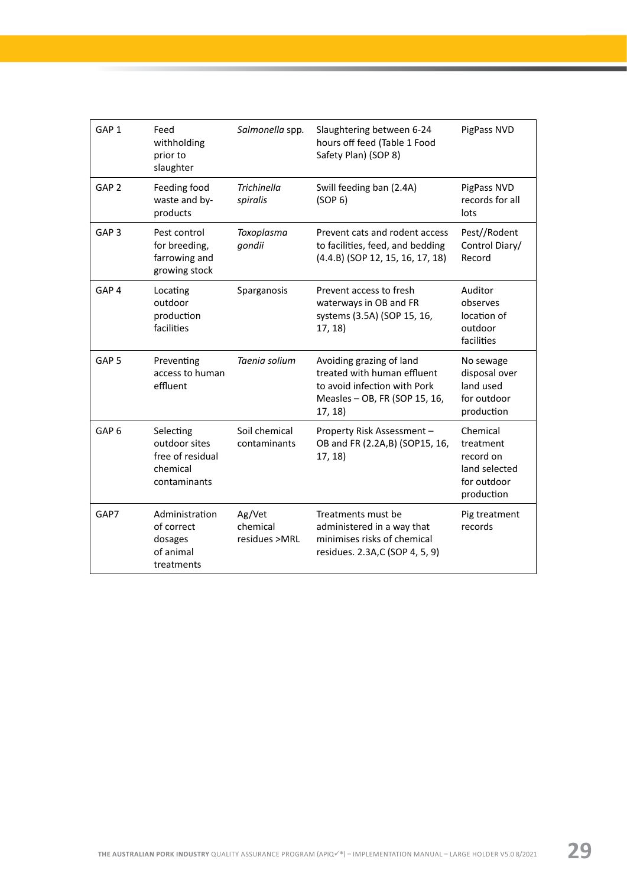| GAP 1 | Feed withholding prior to slaughter | *Salmonella* spp. | Slaughtering between 6-24 hours off feed (Table 1 Food Safety Plan) (SOP 8) | PigPass NVD |
|---|---|---|---|---|
| GAP 2 | Feeding food waste and by-products | *Trichinella spiralis* | Swill feeding ban (2.4A) (SOP 6) | PigPass NVD records for all lots |
| GAP 3 | Pest control for breeding, farrowing and growing stock | *Toxoplasma gondii* | Prevent cats and rodent access to facilities, feed, and bedding (4.4.B) (SOP 12, 15, 16, 17, 18) | Pest//Rodent Control Diary/ Record |
| GAP 4 | Locating outdoor production facilities | Sparganosis | Prevent access to fresh waterways in OB and FR systems (3.5A) (SOP 15, 16, 17, 18) | Auditor observes location of outdoor facilities |
| GAP 5 | Preventing access to human effluent | *Taenia solium* | Avoiding grazing of land treated with human effluent to avoid infection with Pork Measles – OB, FR (SOP 15, 16, 17, 18) | No sewage disposal over land used for outdoor production |
| GAP 6 | Selecting outdoor sites free of residual chemical contaminants | Soil chemical contaminants | Property Risk Assessment – OB and FR (2.2A,B) (SOP15, 16, 17, 18) | Chemical treatment record on land selected for outdoor production |
| GAP7 | Administration of correct dosages of animal treatments | Ag/Vet chemical residues >MRL | Treatments must be administered in a way that minimises risks of chemical residues. 2.3A,C (SOP 4, 5, 9) | Pig treatment records |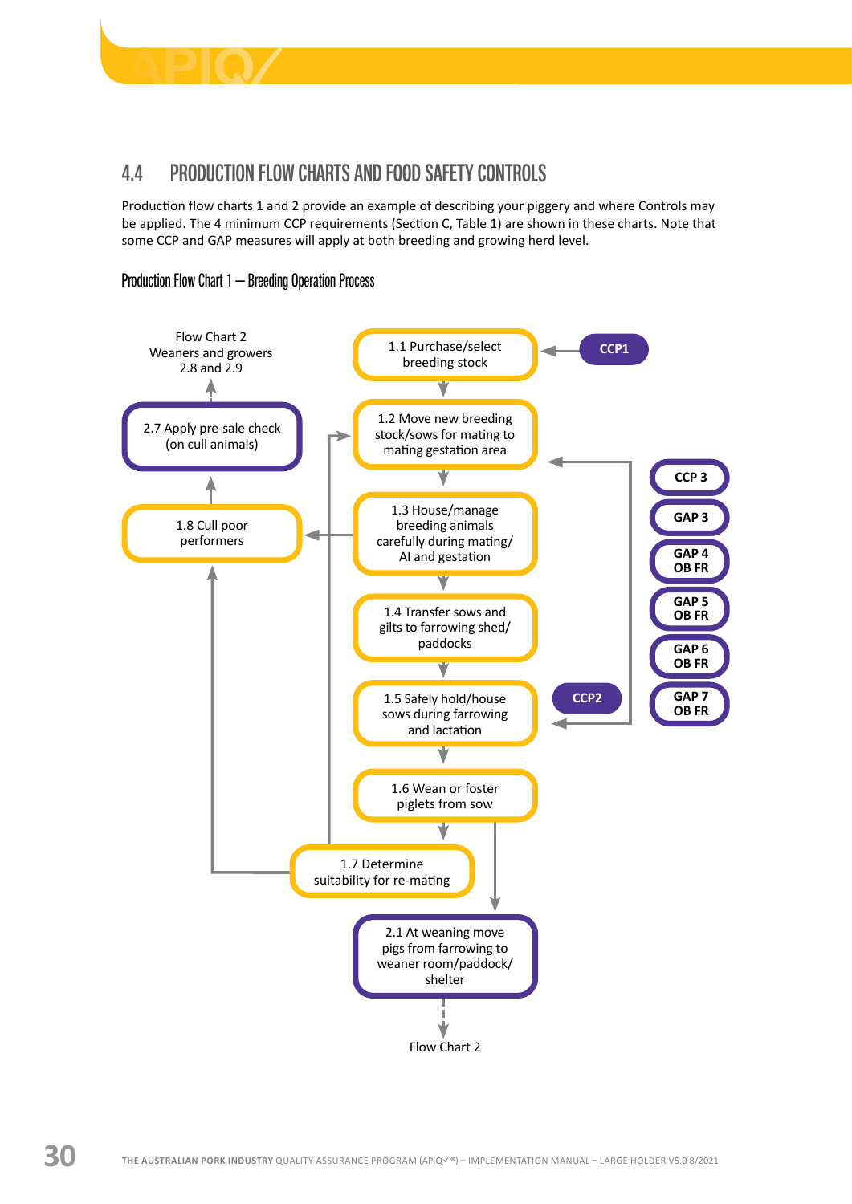## 4.4 PRODUCTION FLOW CHARTS AND FOOD SAFETY CONTROLS

Production flow charts 1 and 2 provide an example of describing your piggery and where Controls may be applied. The 4 minimum CCP requirements (Section C, Table 1) are shown in these charts. Note that some CCP and GAP measures will apply at both breeding and growing herd level.

### Production Flow Chart 1 – Breeding Operation Process

Flow Chart 2
Weaners and growers
2.8 and 2.9

1.1 Purchase/select breeding stock

CCP1

2.7 Apply pre-sale check (on cull animals)

1.2 Move new breeding stock/sows for mating to mating gestation area

CCP 3

GAP 3

GAP 4 OB FR

GAP 5 OB FR

GAP 6 OB FR

GAP 7 OB FR

1.8 Cull poor performers

1.3 House/manage breeding animals carefully during mating/ AI and gestation

1.4 Transfer sows and gilts to farrowing shed/ paddocks

1.5 Safely hold/house sows during farrowing and lactation

CCP2

1.6 Wean or foster piglets from sow

1.7 Determine suitability for re-mating

2.1 At weaning move pigs from farrowing to weaner room/paddock/ shelter

Flow Chart 2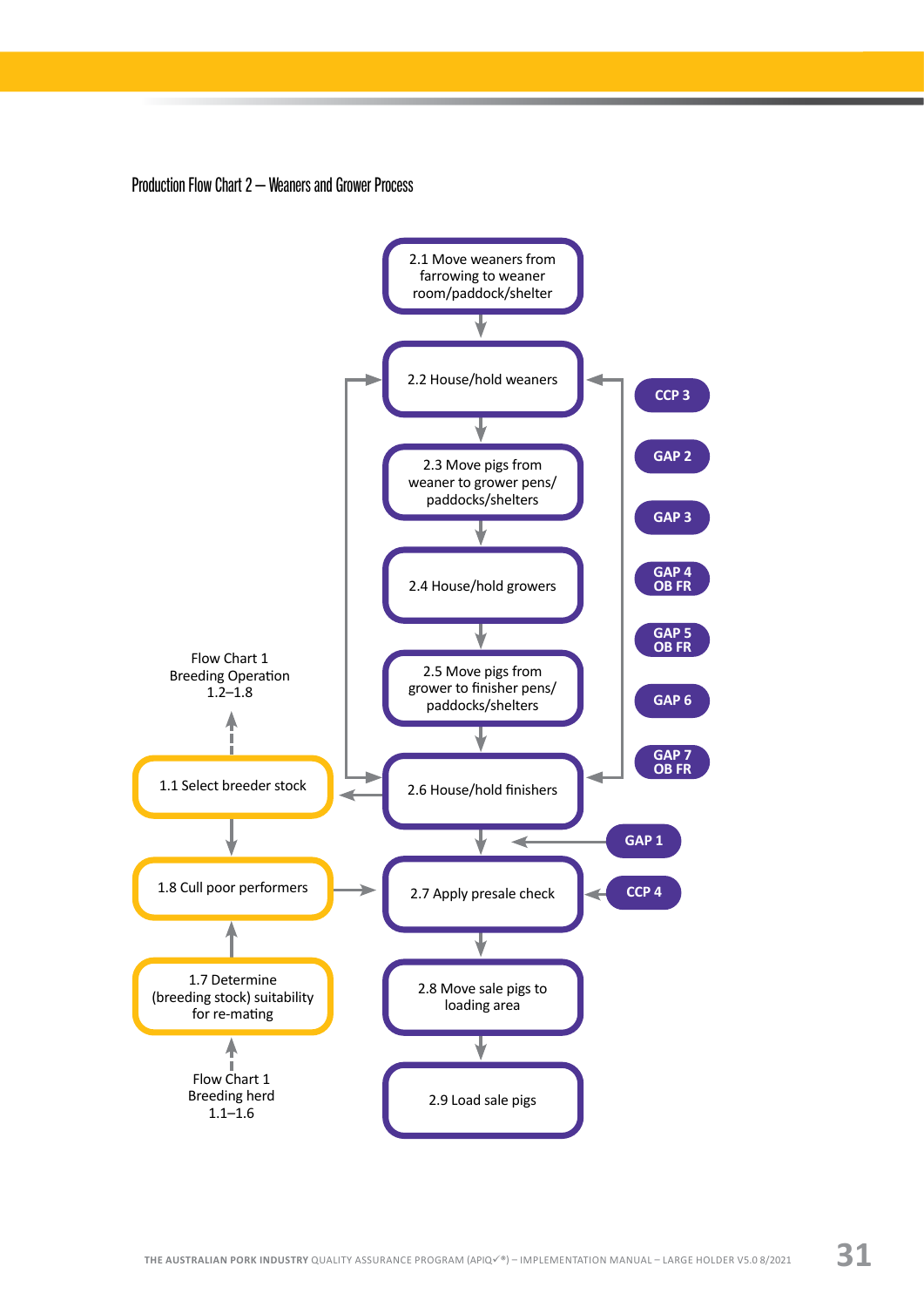Production Flow Chart 2 – Weaners and Grower Process

2.1 Move weaners from farrowing to weaner room/paddock/shelter

2.2 House/hold weaners

2.3 Move pigs from weaner to grower pens/ paddocks/shelters

2.4 House/hold growers

2.5 Move pigs from grower to finisher pens/ paddocks/shelters

2.6 House/hold finishers

2.7 Apply presale check

2.8 Move sale pigs to loading area

2.9 Load sale pigs

CCP 3

GAP 2

GAP 3

GAP 4 OB FR

GAP 5 OB FR

GAP 6

GAP 7 OB FR

GAP 1

CCP 4

Flow Chart 1 Breeding Operation 1.2–1.8

1.1 Select breeder stock

1.8 Cull poor performers

1.7 Determine (breeding stock) suitability for re-mating

Flow Chart 1 Breeding herd 1.1–1.6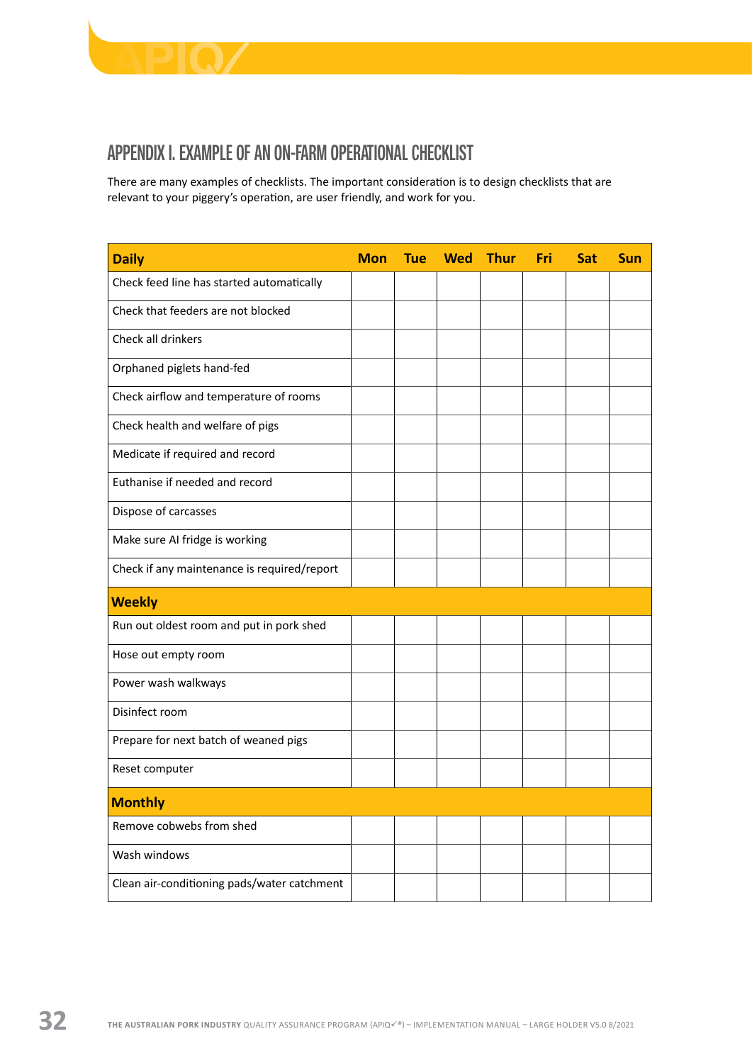# APPENDIX I. EXAMPLE OF AN ON-FARM OPERATIONAL CHECKLIST

There are many examples of checklists. The important consideration is to design checklists that are relevant to your piggery's operation, are user friendly, and work for you.

| **Daily** | **Mon** | **Tue** | **Wed** | **Thur** | **Fri** | **Sat** | **Sun** |
|---|---|---|---|---|---|---|---|
| Check feed line has started automatically | | | | | | | |
| Check that feeders are not blocked | | | | | | | |
| Check all drinkers | | | | | | | |
| Orphaned piglets hand-fed | | | | | | | |
| Check airflow and temperature of rooms | | | | | | | |
| Check health and welfare of pigs | | | | | | | |
| Medicate if required and record | | | | | | | |
| Euthanise if needed and record | | | | | | | |
| Dispose of carcasses | | | | | | | |
| Make sure AI fridge is working | | | | | | | |
| Check if any maintenance is required/report | | | | | | | |
| **Weekly** | | | | | | | |
| Run out oldest room and put in pork shed | | | | | | | |
| Hose out empty room | | | | | | | |
| Power wash walkways | | | | | | | |
| Disinfect room | | | | | | | |
| Prepare for next batch of weaned pigs | | | | | | | |
| Reset computer | | | | | | | |
| **Monthly** | | | | | | | |
| Remove cobwebs from shed | | | | | | | |
| Wash windows | | | | | | | |
| Clean air-conditioning pads/water catchment | | | | | | | |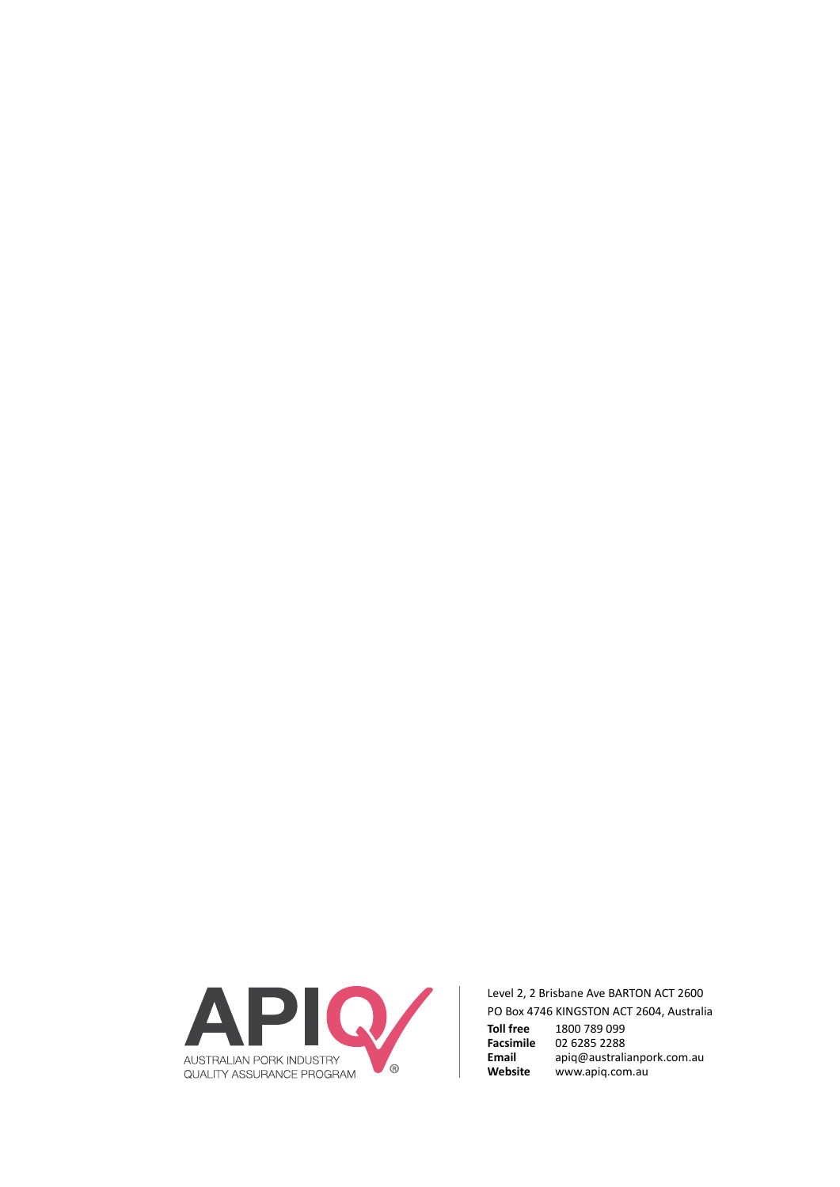APIQ
AUSTRALIAN PORK INDUSTRY
QUALITY ASSURANCE PROGRAM

Level 2, 2 Brisbane Ave BARTON ACT 2600
PO Box 4746 KINGSTON ACT 2604, Australia

**Toll free** 1800 789 099
**Facsimile** 02 6285 2288
**Email** apiq@australianpork.com.au
**Website** www.apiq.com.au